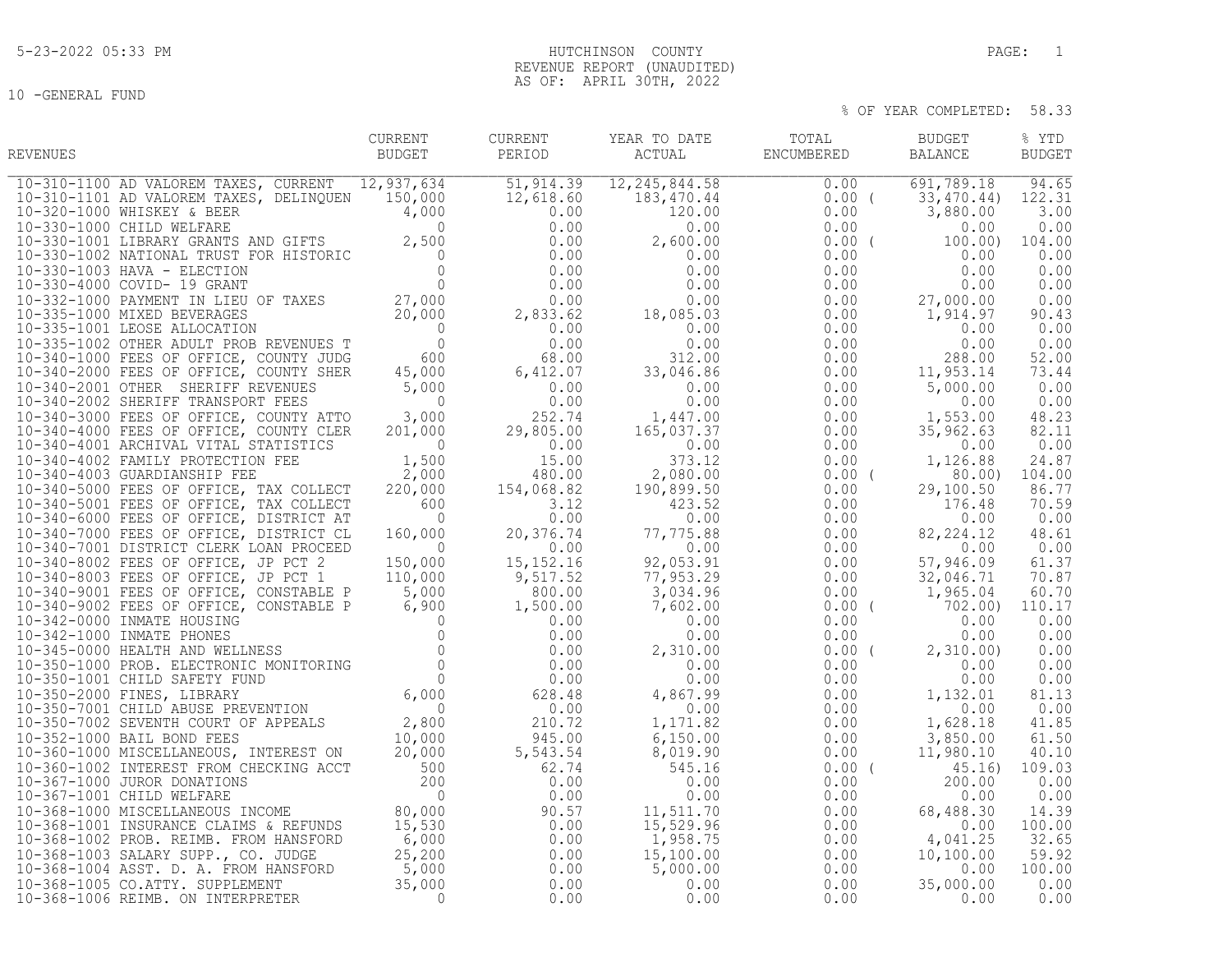5-23-2022 05:33 PM

# HUTCHINSON COUNTY
## REVENUE REPORT (UNAUDITED)
## AS OF: APRIL 30TH, 2022

10 -GENERAL FUND

% OF YEAR COMPLETED: 58.33

| REVENUES | CURRENT BUDGET | CURRENT PERIOD | YEAR TO DATE ACTUAL | TOTAL ENCUMBERED | BUDGET BALANCE | % YTD BUDGET |
|---|---|---|---|---|---|---|
| 10-310-1100 AD VALOREM TAXES, CURRENT | 12,937,634 | 51,914.39 | 12,245,844.58 | 0.00 | 691,789.18 | 94.65 |
| 10-310-1101 AD VALOREM TAXES, DELINQUEN | 150,000 | 12,618.60 | 183,470.44 | 0.00 | ( 33,470.44) | 122.31 |
| 10-320-1000 WHISKEY & BEER | 4,000 | 0.00 | 120.00 | 0.00 | 3,880.00 | 3.00 |
| 10-330-1000 CHILD WELFARE | 0 | 0.00 | 0.00 | 0.00 | 0.00 | 0.00 |
| 10-330-1001 LIBRARY GRANTS AND GIFTS | 2,500 | 0.00 | 2,600.00 | 0.00 | ( 100.00) | 104.00 |
| 10-330-1002 NATIONAL TRUST FOR HISTORIC | 0 | 0.00 | 0.00 | 0.00 | 0.00 | 0.00 |
| 10-330-1003 HAVA - ELECTION | 0 | 0.00 | 0.00 | 0.00 | 0.00 | 0.00 |
| 10-330-4000 COVID- 19 GRANT | 0 | 0.00 | 0.00 | 0.00 | 0.00 | 0.00 |
| 10-332-1000 PAYMENT IN LIEU OF TAXES | 27,000 | 0.00 | 0.00 | 0.00 | 27,000.00 | 0.00 |
| 10-335-1000 MIXED BEVERAGES | 20,000 | 2,833.62 | 18,085.03 | 0.00 | 1,914.97 | 90.43 |
| 10-335-1001 LEOSE ALLOCATION | 0 | 0.00 | 0.00 | 0.00 | 0.00 | 0.00 |
| 10-335-1002 OTHER ADULT PROB REVENUES T | 0 | 0.00 | 0.00 | 0.00 | 0.00 | 0.00 |
| 10-340-1000 FEES OF OFFICE, COUNTY JUDG | 600 | 68.00 | 312.00 | 0.00 | 288.00 | 52.00 |
| 10-340-2000 FEES OF OFFICE, COUNTY SHER | 45,000 | 6,412.07 | 33,046.86 | 0.00 | 11,953.14 | 73.44 |
| 10-340-2001 OTHER SHERIFF REVENUES | 5,000 | 0.00 | 0.00 | 0.00 | 5,000.00 | 0.00 |
| 10-340-2002 SHERIFF TRANSPORT FEES | 0 | 0.00 | 0.00 | 0.00 | 0.00 | 0.00 |
| 10-340-3000 FEES OF OFFICE, COUNTY ATTO | 3,000 | 252.74 | 1,447.00 | 0.00 | 1,553.00 | 48.23 |
| 10-340-4000 FEES OF OFFICE, COUNTY CLER | 201,000 | 29,805.00 | 165,037.37 | 0.00 | 35,962.63 | 82.11 |
| 10-340-4001 ARCHIVAL VITAL STATISTICS | 0 | 0.00 | 0.00 | 0.00 | 0.00 | 0.00 |
| 10-340-4002 FAMILY PROTECTION FEE | 1,500 | 15.00 | 373.12 | 0.00 | 1,126.88 | 24.87 |
| 10-340-4003 GUARDIANSHIP FEE | 2,000 | 480.00 | 2,080.00 | 0.00 | ( 80.00) | 104.00 |
| 10-340-5000 FEES OF OFFICE, TAX COLLECT | 220,000 | 154,068.82 | 190,899.50 | 0.00 | 29,100.50 | 86.77 |
| 10-340-5001 FEES OF OFFICE, TAX COLLECT | 600 | 3.12 | 423.52 | 0.00 | 176.48 | 70.59 |
| 10-340-6000 FEES OF OFFICE, DISTRICT AT | 0 | 0.00 | 0.00 | 0.00 | 0.00 | 0.00 |
| 10-340-7000 FEES OF OFFICE, DISTRICT CL | 160,000 | 20,376.74 | 77,775.88 | 0.00 | 82,224.12 | 48.61 |
| 10-340-7001 DISTRICT CLERK LOAN PROCEED | 0 | 0.00 | 0.00 | 0.00 | 0.00 | 0.00 |
| 10-340-8002 FEES OF OFFICE, JP PCT 2 | 150,000 | 15,152.16 | 92,053.91 | 0.00 | 57,946.09 | 61.37 |
| 10-340-8003 FEES OF OFFICE, JP PCT 1 | 110,000 | 9,517.52 | 77,953.29 | 0.00 | 32,046.71 | 70.87 |
| 10-340-9001 FEES OF OFFICE, CONSTABLE P | 5,000 | 800.00 | 3,034.96 | 0.00 | 1,965.04 | 60.70 |
| 10-340-9002 FEES OF OFFICE, CONSTABLE P | 6,900 | 1,500.00 | 7,602.00 | 0.00 | ( 702.00) | 110.17 |
| 10-342-0000 INMATE HOUSING | 0 | 0.00 | 0.00 | 0.00 | 0.00 | 0.00 |
| 10-342-1000 INMATE PHONES | 0 | 0.00 | 0.00 | 0.00 | 0.00 | 0.00 |
| 10-345-0000 HEALTH AND WELLNESS | 0 | 0.00 | 2,310.00 | 0.00 | ( 2,310.00) | 0.00 |
| 10-350-1000 PROB. ELECTRONIC MONITORING | 0 | 0.00 | 0.00 | 0.00 | 0.00 | 0.00 |
| 10-350-1001 CHILD SAFETY FUND | 0 | 0.00 | 0.00 | 0.00 | 0.00 | 0.00 |
| 10-350-2000 FINES, LIBRARY | 6,000 | 628.48 | 4,867.99 | 0.00 | 1,132.01 | 81.13 |
| 10-350-7001 CHILD ABUSE PREVENTION | 0 | 0.00 | 0.00 | 0.00 | 0.00 | 0.00 |
| 10-350-7002 SEVENTH COURT OF APPEALS | 2,800 | 210.72 | 1,171.82 | 0.00 | 1,628.18 | 41.85 |
| 10-352-1000 BAIL BOND FEES | 10,000 | 945.00 | 6,150.00 | 0.00 | 3,850.00 | 61.50 |
| 10-360-1000 MISCELLANEOUS, INTEREST ON | 20,000 | 5,543.54 | 8,019.90 | 0.00 | 11,980.10 | 40.10 |
| 10-360-1002 INTEREST FROM CHECKING ACCT | 500 | 62.74 | 545.16 | 0.00 | ( 45.16) | 109.03 |
| 10-367-1000 JUROR DONATIONS | 200 | 0.00 | 0.00 | 0.00 | 200.00 | 0.00 |
| 10-367-1001 CHILD WELFARE | 0 | 0.00 | 0.00 | 0.00 | 0.00 | 0.00 |
| 10-368-1000 MISCELLANEOUS INCOME | 80,000 | 90.57 | 11,511.70 | 0.00 | 68,488.30 | 14.39 |
| 10-368-1001 INSURANCE CLAIMS & REFUNDS | 15,530 | 0.00 | 15,529.96 | 0.00 | 0.00 | 100.00 |
| 10-368-1002 PROB. REIMB. FROM HANSFORD | 6,000 | 0.00 | 1,958.75 | 0.00 | 4,041.25 | 32.65 |
| 10-368-1003 SALARY SUPP., CO. JUDGE | 25,200 | 0.00 | 15,100.00 | 0.00 | 10,100.00 | 59.92 |
| 10-368-1004 ASST. D. A. FROM HANSFORD | 5,000 | 0.00 | 5,000.00 | 0.00 | 0.00 | 100.00 |
| 10-368-1005 CO.ATTY. SUPPLEMENT | 35,000 | 0.00 | 0.00 | 0.00 | 35,000.00 | 0.00 |
| 10-368-1006 REIMB. ON INTERPRETER | 0 | 0.00 | 0.00 | 0.00 | 0.00 | 0.00 |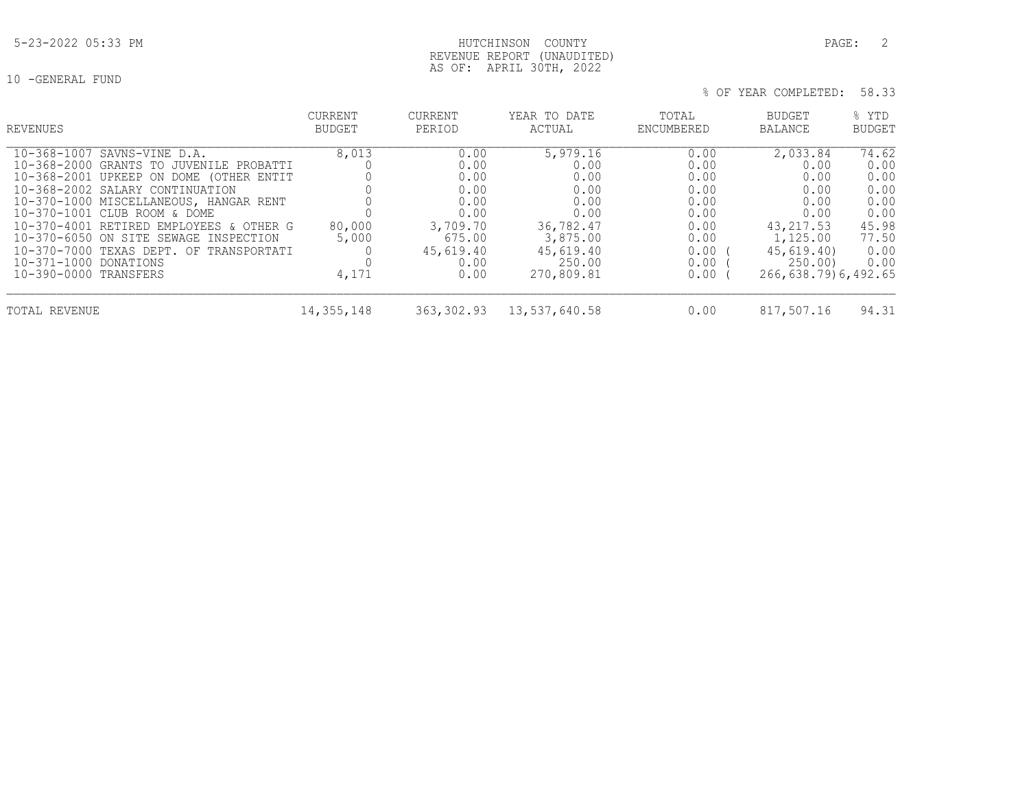HUTCHINSON COUNTY
REVENUE REPORT (UNAUDITED)
AS OF: APRIL 30TH, 2022

10 -GENERAL FUND

% OF YEAR COMPLETED: 58.33

| REVENUES | CURRENT BUDGET | CURRENT PERIOD | YEAR TO DATE ACTUAL | TOTAL ENCUMBERED | BUDGET BALANCE | % YTD BUDGET |
|---|---|---|---|---|---|---|
| 10-368-1007 SAVNS-VINE D.A. | 8,013 | 0.00 | 5,979.16 | 0.00 | 2,033.84 | 74.62 |
| 10-368-2000 GRANTS TO JUVENILE PROBATTI | 0 | 0.00 | 0.00 | 0.00 | 0.00 | 0.00 |
| 10-368-2001 UPKEEP ON DOME (OTHER ENTIT | 0 | 0.00 | 0.00 | 0.00 | 0.00 | 0.00 |
| 10-368-2002 SALARY CONTINUATION | 0 | 0.00 | 0.00 | 0.00 | 0.00 | 0.00 |
| 10-370-1000 MISCELLANEOUS, HANGAR RENT | 0 | 0.00 | 0.00 | 0.00 | 0.00 | 0.00 |
| 10-370-1001 CLUB ROOM & DOME | 0 | 0.00 | 0.00 | 0.00 | 0.00 | 0.00 |
| 10-370-4001 RETIRED EMPLOYEES & OTHER G | 80,000 | 3,709.70 | 36,782.47 | 0.00 | 43,217.53 | 45.98 |
| 10-370-6050 ON SITE SEWAGE INSPECTION | 5,000 | 675.00 | 3,875.00 | 0.00 | 1,125.00 | 77.50 |
| 10-370-7000 TEXAS DEPT. OF TRANSPORTATI | 0 | 45,619.40 | 45,619.40 | 0.00 | ( 45,619.40) | 0.00 |
| 10-371-1000 DONATIONS | 0 | 0.00 | 250.00 | 0.00 | ( 250.00) | 0.00 |
| 10-390-0000 TRANSFERS | 4,171 | 0.00 | 270,809.81 | 0.00 | ( 266,638.79) | 6,492.65 |
| TOTAL REVENUE | 14,355,148 | 363,302.93 | 13,537,640.58 | 0.00 | 817,507.16 | 94.31 |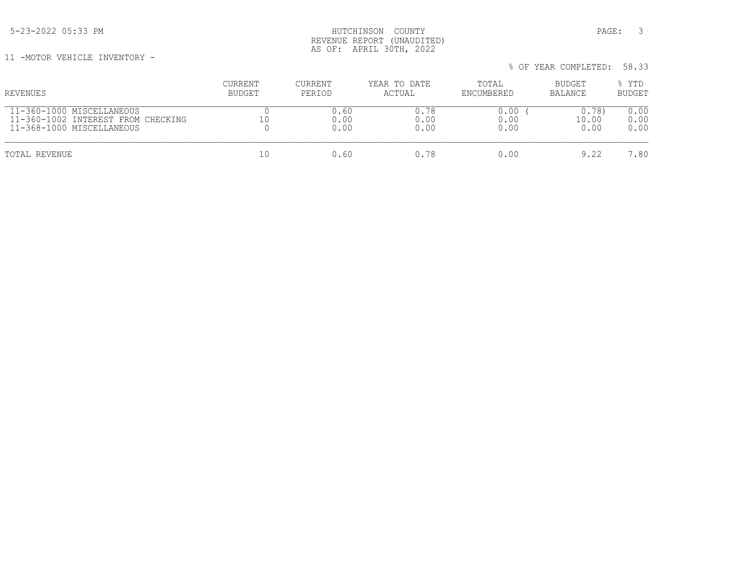HUTCHINSON COUNTY
REVENUE REPORT (UNAUDITED)
AS OF: APRIL 30TH, 2022

11 -MOTOR VEHICLE INVENTORY -

% OF YEAR COMPLETED: 58.33

| REVENUES | CURRENT BUDGET | CURRENT PERIOD | YEAR TO DATE ACTUAL | TOTAL ENCUMBERED | BUDGET BALANCE | % YTD BUDGET |
|---|---|---|---|---|---|---|
| 11-360-1000 MISCELLANEOUS | 0 | 0.60 | 0.78 | 0.00 | ( 0.78) | 0.00 |
| 11-360-1002 INTEREST FROM CHECKING | 10 | 0.00 | 0.00 | 0.00 | 10.00 | 0.00 |
| 11-368-1000 MISCELLANEOUS | 0 | 0.00 | 0.00 | 0.00 | 0.00 | 0.00 |
| TOTAL REVENUE | 10 | 0.60 | 0.78 | 0.00 | 9.22 | 7.80 |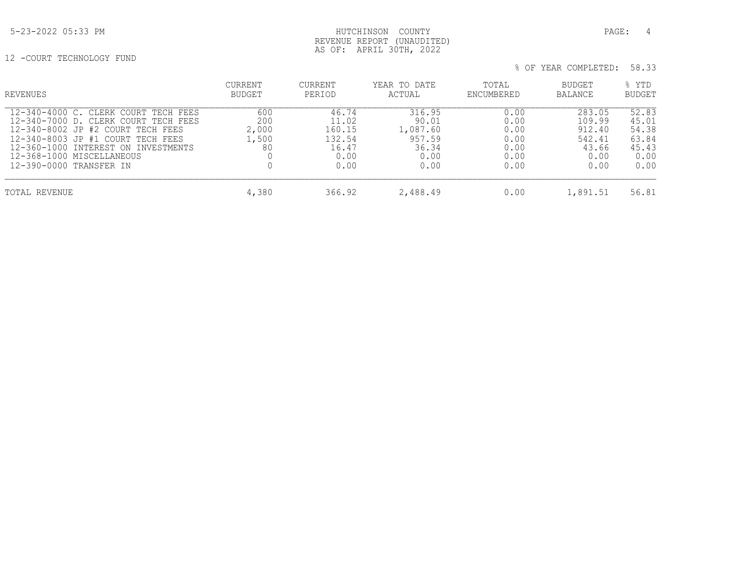HUTCHINSON COUNTY
REVENUE REPORT (UNAUDITED)
AS OF: APRIL 30TH, 2022

12 -COURT TECHNOLOGY FUND

% OF YEAR COMPLETED: 58.33

| REVENUES | CURRENT BUDGET | CURRENT PERIOD | YEAR TO DATE ACTUAL | TOTAL ENCUMBERED | BUDGET BALANCE | % YTD BUDGET |
|---|---|---|---|---|---|---|
| 12-340-4000 C. CLERK COURT TECH FEES | 600 | 46.74 | 316.95 | 0.00 | 283.05 | 52.83 |
| 12-340-7000 D. CLERK COURT TECH FEES | 200 | 11.02 | 90.01 | 0.00 | 109.99 | 45.01 |
| 12-340-8002 JP #2 COURT TECH FEES | 2,000 | 160.15 | 1,087.60 | 0.00 | 912.40 | 54.38 |
| 12-340-8003 JP #1 COURT TECH FEES | 1,500 | 132.54 | 957.59 | 0.00 | 542.41 | 63.84 |
| 12-360-1000 INTEREST ON INVESTMENTS | 80 | 16.47 | 36.34 | 0.00 | 43.66 | 45.43 |
| 12-368-1000 MISCELLANEOUS | 0 | 0.00 | 0.00 | 0.00 | 0.00 | 0.00 |
| 12-390-0000 TRANSFER IN | 0 | 0.00 | 0.00 | 0.00 | 0.00 | 0.00 |
| TOTAL REVENUE | 4,380 | 366.92 | 2,488.49 | 0.00 | 1,891.51 | 56.81 |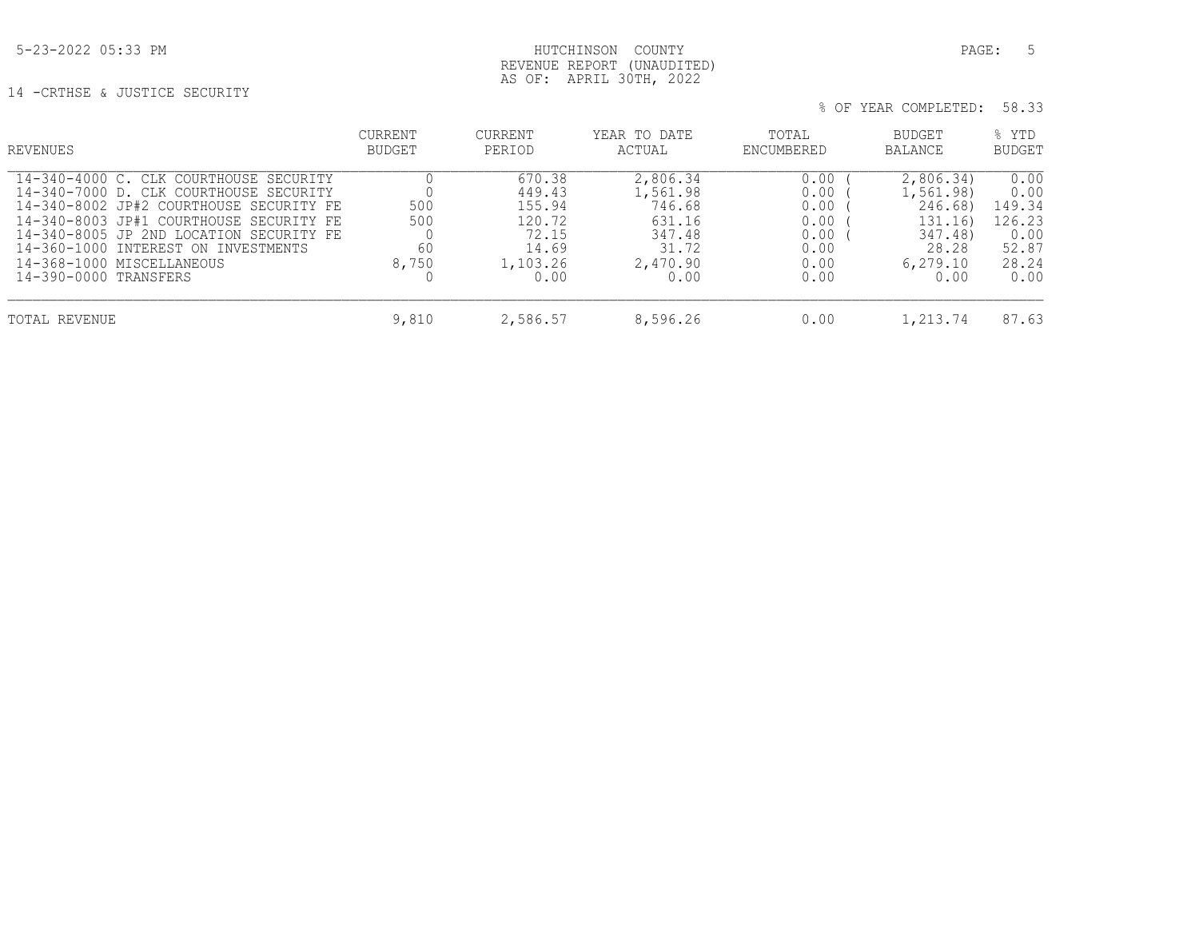5-23-2022 05:33 PM

HUTCHINSON COUNTY
REVENUE REPORT (UNAUDITED)
AS OF: APRIL 30TH, 2022

14 -CRTHSE & JUSTICE SECURITY

% OF YEAR COMPLETED: 58.33

| REVENUES | CURRENT BUDGET | CURRENT PERIOD | YEAR TO DATE ACTUAL | TOTAL ENCUMBERED | BUDGET BALANCE | % YTD BUDGET |
|---|---|---|---|---|---|---|
| 14-340-4000 C. CLK COURTHOUSE SECURITY | 0 | 670.38 | 2,806.34 | 0.00 | ( 2,806.34) | 0.00 |
| 14-340-7000 D. CLK COURTHOUSE SECURITY | 0 | 449.43 | 1,561.98 | 0.00 | ( 1,561.98) | 0.00 |
| 14-340-8002 JP#2 COURTHOUSE SECURITY FE | 500 | 155.94 | 746.68 | 0.00 | ( 246.68) | 149.34 |
| 14-340-8003 JP#1 COURTHOUSE SECURITY FE | 500 | 120.72 | 631.16 | 0.00 | ( 131.16) | 126.23 |
| 14-340-8005 JP 2ND LOCATION SECURITY FE | 0 | 72.15 | 347.48 | 0.00 | ( 347.48) | 0.00 |
| 14-360-1000 INTEREST ON INVESTMENTS | 60 | 14.69 | 31.72 | 0.00 | 28.28 | 52.87 |
| 14-368-1000 MISCELLANEOUS | 8,750 | 1,103.26 | 2,470.90 | 0.00 | 6,279.10 | 28.24 |
| 14-390-0000 TRANSFERS | 0 | 0.00 | 0.00 | 0.00 | 0.00 | 0.00 |
| TOTAL REVENUE | 9,810 | 2,586.57 | 8,596.26 | 0.00 | 1,213.74 | 87.63 |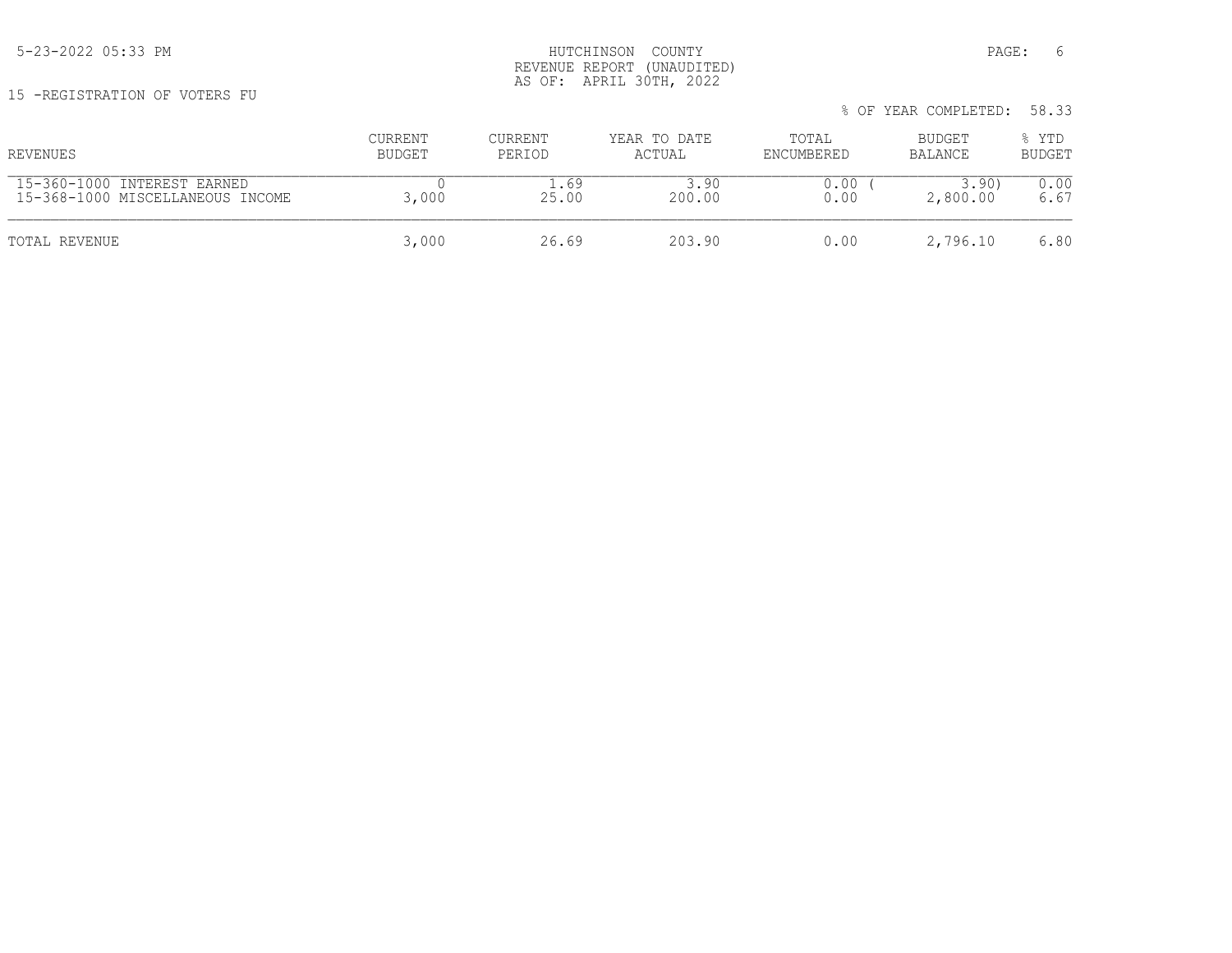HUTCHINSON COUNTY
REVENUE REPORT (UNAUDITED)
AS OF: APRIL 30TH, 2022

15 -REGISTRATION OF VOTERS FU

% OF YEAR COMPLETED: 58.33

| REVENUES | CURRENT BUDGET | CURRENT PERIOD | YEAR TO DATE ACTUAL | TOTAL ENCUMBERED | BUDGET BALANCE | % YTD BUDGET |
|---|---|---|---|---|---|---|
| 15-360-1000 INTEREST EARNED | 0 | 1.69 | 3.90 | 0.00 | ( 3.90) | 0.00 |
| 15-368-1000 MISCELLANEOUS INCOME | 3,000 | 25.00 | 200.00 | 0.00 | 2,800.00 | 6.67 |
| TOTAL REVENUE | 3,000 | 26.69 | 203.90 | 0.00 | 2,796.10 | 6.80 |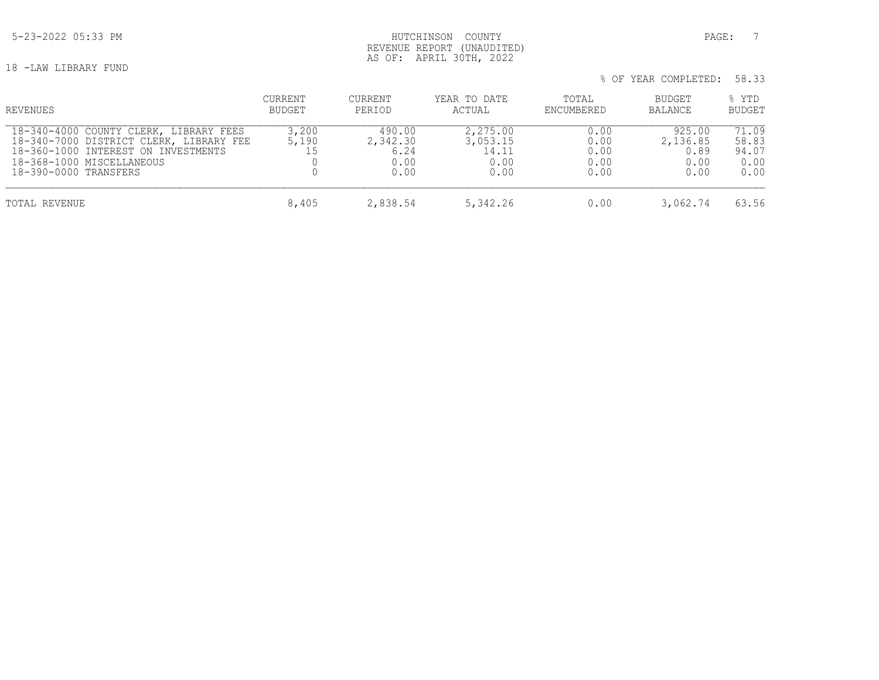HUTCHINSON COUNTY
REVENUE REPORT (UNAUDITED)
AS OF: APRIL 30TH, 2022

5-23-2022 05:33 PM

18 -LAW LIBRARY FUND

% OF YEAR COMPLETED: 58.33

| REVENUES | CURRENT BUDGET | CURRENT PERIOD | YEAR TO DATE ACTUAL | TOTAL ENCUMBERED | BUDGET BALANCE | % YTD BUDGET |
|---|---|---|---|---|---|---|
| 18-340-4000 COUNTY CLERK, LIBRARY FEES | 3,200 | 490.00 | 2,275.00 | 0.00 | 925.00 | 71.09 |
| 18-340-7000 DISTRICT CLERK, LIBRARY FEE | 5,190 | 2,342.30 | 3,053.15 | 0.00 | 2,136.85 | 58.83 |
| 18-360-1000 INTEREST ON INVESTMENTS | 15 | 6.24 | 14.11 | 0.00 | 0.89 | 94.07 |
| 18-368-1000 MISCELLANEOUS | 0 | 0.00 | 0.00 | 0.00 | 0.00 | 0.00 |
| 18-390-0000 TRANSFERS | 0 | 0.00 | 0.00 | 0.00 | 0.00 | 0.00 |
| TOTAL REVENUE | 8,405 | 2,838.54 | 5,342.26 | 0.00 | 3,062.74 | 63.56 |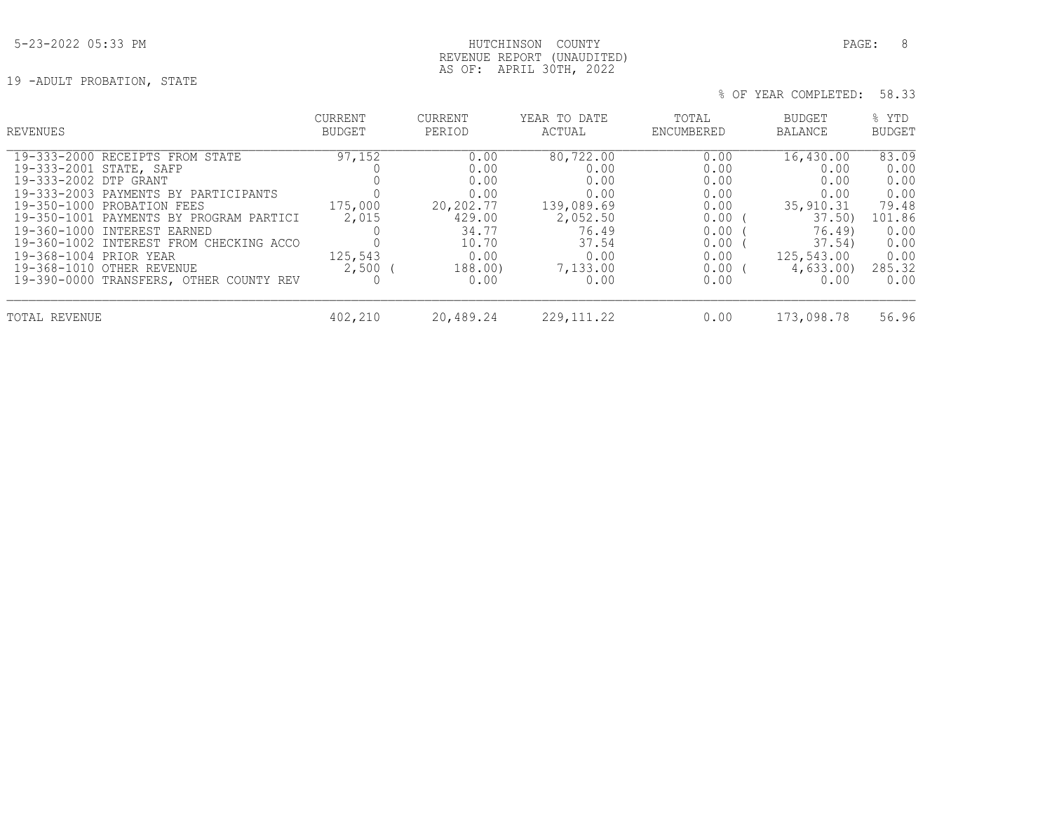HUTCHINSON COUNTY
REVENUE REPORT (UNAUDITED)
AS OF: APRIL 30TH, 2022

19 -ADULT PROBATION, STATE

% OF YEAR COMPLETED: 58.33

| REVENUES | CURRENT BUDGET | CURRENT PERIOD | YEAR TO DATE ACTUAL | TOTAL ENCUMBERED | BUDGET BALANCE | % YTD BUDGET |
|---|---|---|---|---|---|---|
| 19-333-2000 RECEIPTS FROM STATE | 97,152 | 0.00 | 80,722.00 | 0.00 | 16,430.00 | 83.09 |
| 19-333-2001 STATE, SAFP | 0 | 0.00 | 0.00 | 0.00 | 0.00 | 0.00 |
| 19-333-2002 DTP GRANT | 0 | 0.00 | 0.00 | 0.00 | 0.00 | 0.00 |
| 19-333-2003 PAYMENTS BY PARTICIPANTS | 0 | 0.00 | 0.00 | 0.00 | 0.00 | 0.00 |
| 19-350-1000 PROBATION FEES | 175,000 | 20,202.77 | 139,089.69 | 0.00 | 35,910.31 | 79.48 |
| 19-350-1001 PAYMENTS BY PROGRAM PARTICI | 2,015 | 429.00 | 2,052.50 | 0.00 | ( 37.50) | 101.86 |
| 19-360-1000 INTEREST EARNED | 0 | 34.77 | 76.49 | 0.00 | ( 76.49) | 0.00 |
| 19-360-1002 INTEREST FROM CHECKING ACCO | 0 | 10.70 | 37.54 | 0.00 | ( 37.54) | 0.00 |
| 19-368-1004 PRIOR YEAR | 125,543 | 0.00 | 0.00 | 0.00 | 125,543.00 | 0.00 |
| 19-368-1010 OTHER REVENUE | 2,500 | ( 188.00) | 7,133.00 | 0.00 | ( 4,633.00) | 285.32 |
| 19-390-0000 TRANSFERS, OTHER COUNTY REV | 0 | 0.00 | 0.00 | 0.00 | 0.00 | 0.00 |
| TOTAL REVENUE | 402,210 | 20,489.24 | 229,111.22 | 0.00 | 173,098.78 | 56.96 |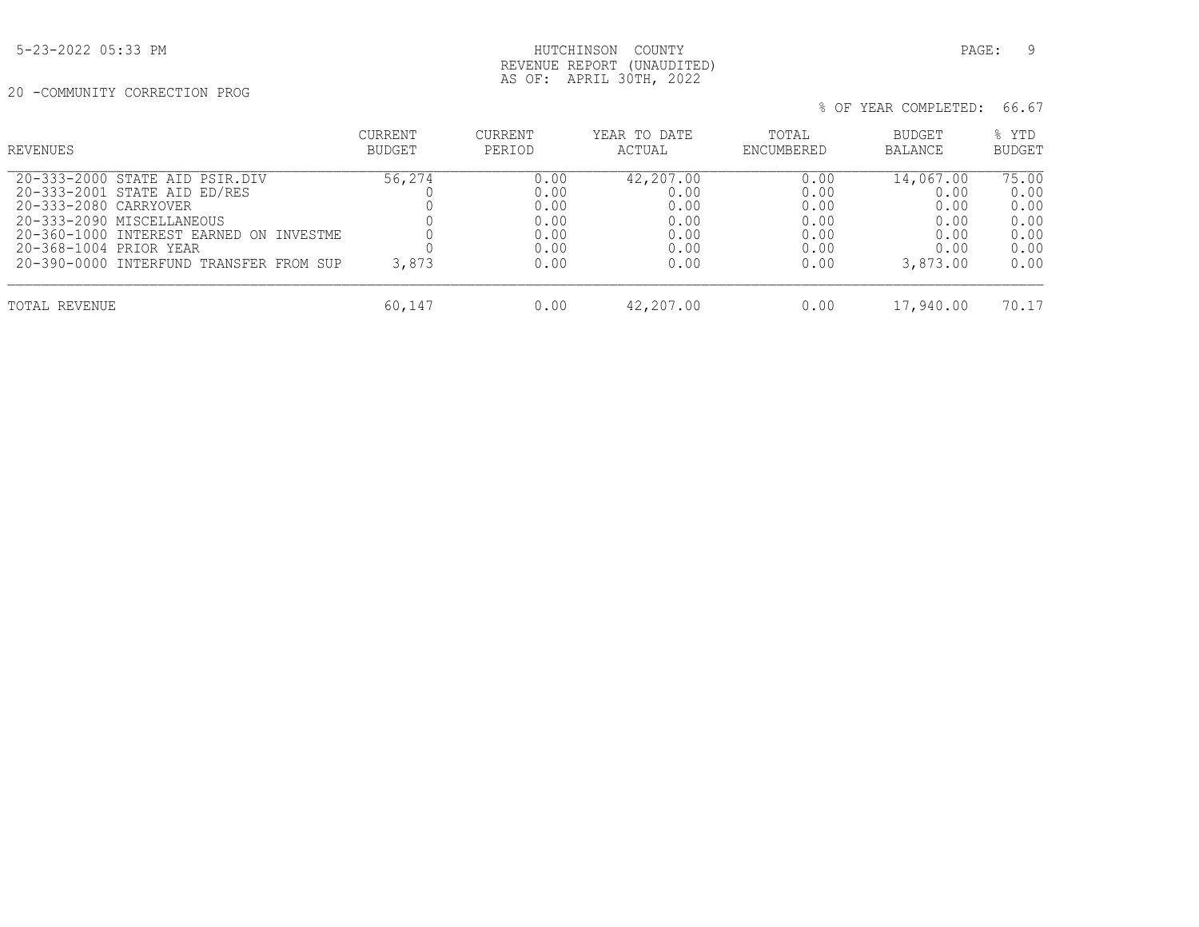5-23-2022 05:33 PM

HUTCHINSON COUNTY
REVENUE REPORT (UNAUDITED)
AS OF: APRIL 30TH, 2022

20 -COMMUNITY CORRECTION PROG

% OF YEAR COMPLETED: 66.67

| REVENUES | CURRENT BUDGET | CURRENT PERIOD | YEAR TO DATE ACTUAL | TOTAL ENCUMBERED | BUDGET BALANCE | % YTD BUDGET |
|---|---|---|---|---|---|---|
| 20-333-2000 STATE AID PSIR.DIV | 56,274 | 0.00 | 42,207.00 | 0.00 | 14,067.00 | 75.00 |
| 20-333-2001 STATE AID ED/RES | 0 | 0.00 | 0.00 | 0.00 | 0.00 | 0.00 |
| 20-333-2080 CARRYOVER | 0 | 0.00 | 0.00 | 0.00 | 0.00 | 0.00 |
| 20-333-2090 MISCELLANEOUS | 0 | 0.00 | 0.00 | 0.00 | 0.00 | 0.00 |
| 20-360-1000 INTEREST EARNED ON INVESTME | 0 | 0.00 | 0.00 | 0.00 | 0.00 | 0.00 |
| 20-368-1004 PRIOR YEAR | 0 | 0.00 | 0.00 | 0.00 | 0.00 | 0.00 |
| 20-390-0000 INTERFUND TRANSFER FROM SUP | 3,873 | 0.00 | 0.00 | 0.00 | 3,873.00 | 0.00 |
| TOTAL REVENUE | 60,147 | 0.00 | 42,207.00 | 0.00 | 17,940.00 | 70.17 |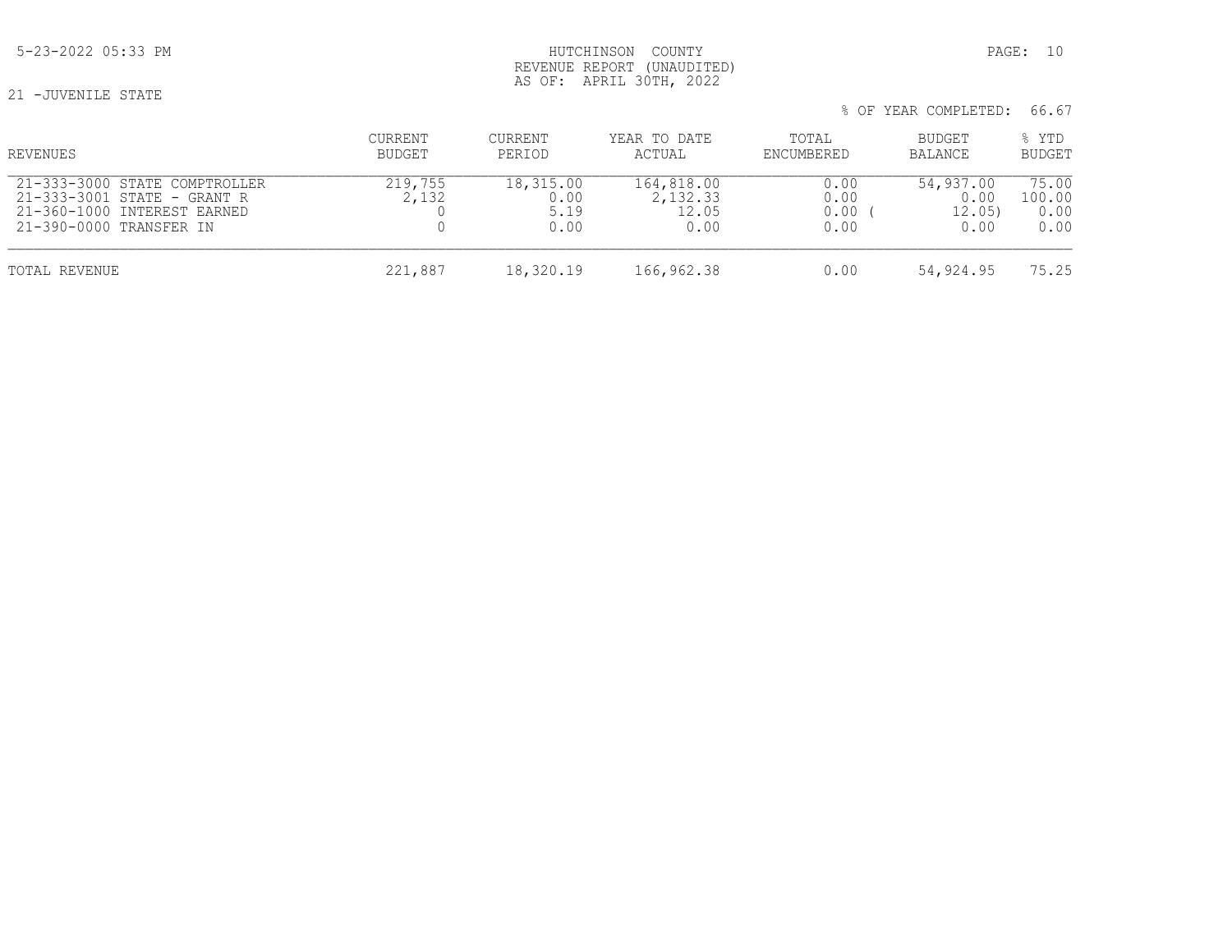HUTCHINSON COUNTY
REVENUE REPORT (UNAUDITED)
AS OF: APRIL 30TH, 2022

21 -JUVENILE STATE

% OF YEAR COMPLETED: 66.67

| REVENUES | CURRENT BUDGET | CURRENT PERIOD | YEAR TO DATE ACTUAL | TOTAL ENCUMBERED | BUDGET BALANCE | % YTD BUDGET |
|---|---|---|---|---|---|---|
| 21-333-3000 STATE COMPTROLLER | 219,755 | 18,315.00 | 164,818.00 | 0.00 | 54,937.00 | 75.00 |
| 21-333-3001 STATE - GRANT R | 2,132 | 0.00 | 2,132.33 | 0.00 | 0.00 | 100.00 |
| 21-360-1000 INTEREST EARNED | 0 | 5.19 | 12.05 | 0.00 | ( 12.05) | 0.00 |
| 21-390-0000 TRANSFER IN | 0 | 0.00 | 0.00 | 0.00 | 0.00 | 0.00 |
| TOTAL REVENUE | 221,887 | 18,320.19 | 166,962.38 | 0.00 | 54,924.95 | 75.25 |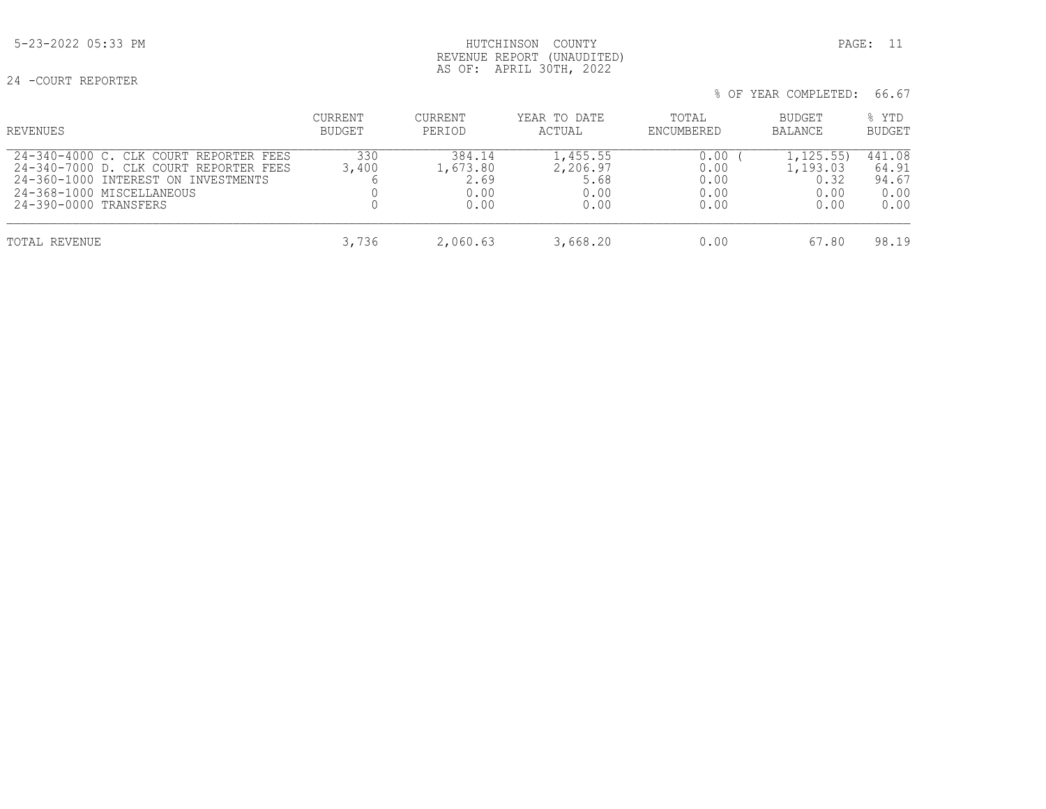HUTCHINSON COUNTY
REVENUE REPORT (UNAUDITED)
AS OF: APRIL 30TH, 2022

24 -COURT REPORTER

% OF YEAR COMPLETED: 66.67

| REVENUES | CURRENT BUDGET | CURRENT PERIOD | YEAR TO DATE ACTUAL | TOTAL ENCUMBERED | BUDGET BALANCE | % YTD BUDGET |
|---|---|---|---|---|---|---|
| 24-340-4000 C. CLK COURT REPORTER FEES | 330 | 384.14 | 1,455.55 | 0.00 | ( 1,125.55) | 441.08 |
| 24-340-7000 D. CLK COURT REPORTER FEES | 3,400 | 1,673.80 | 2,206.97 | 0.00 | 1,193.03 | 64.91 |
| 24-360-1000 INTEREST ON INVESTMENTS | 6 | 2.69 | 5.68 | 0.00 | 0.32 | 94.67 |
| 24-368-1000 MISCELLANEOUS | 0 | 0.00 | 0.00 | 0.00 | 0.00 | 0.00 |
| 24-390-0000 TRANSFERS | 0 | 0.00 | 0.00 | 0.00 | 0.00 | 0.00 |
| TOTAL REVENUE | 3,736 | 2,060.63 | 3,668.20 | 0.00 | 67.80 | 98.19 |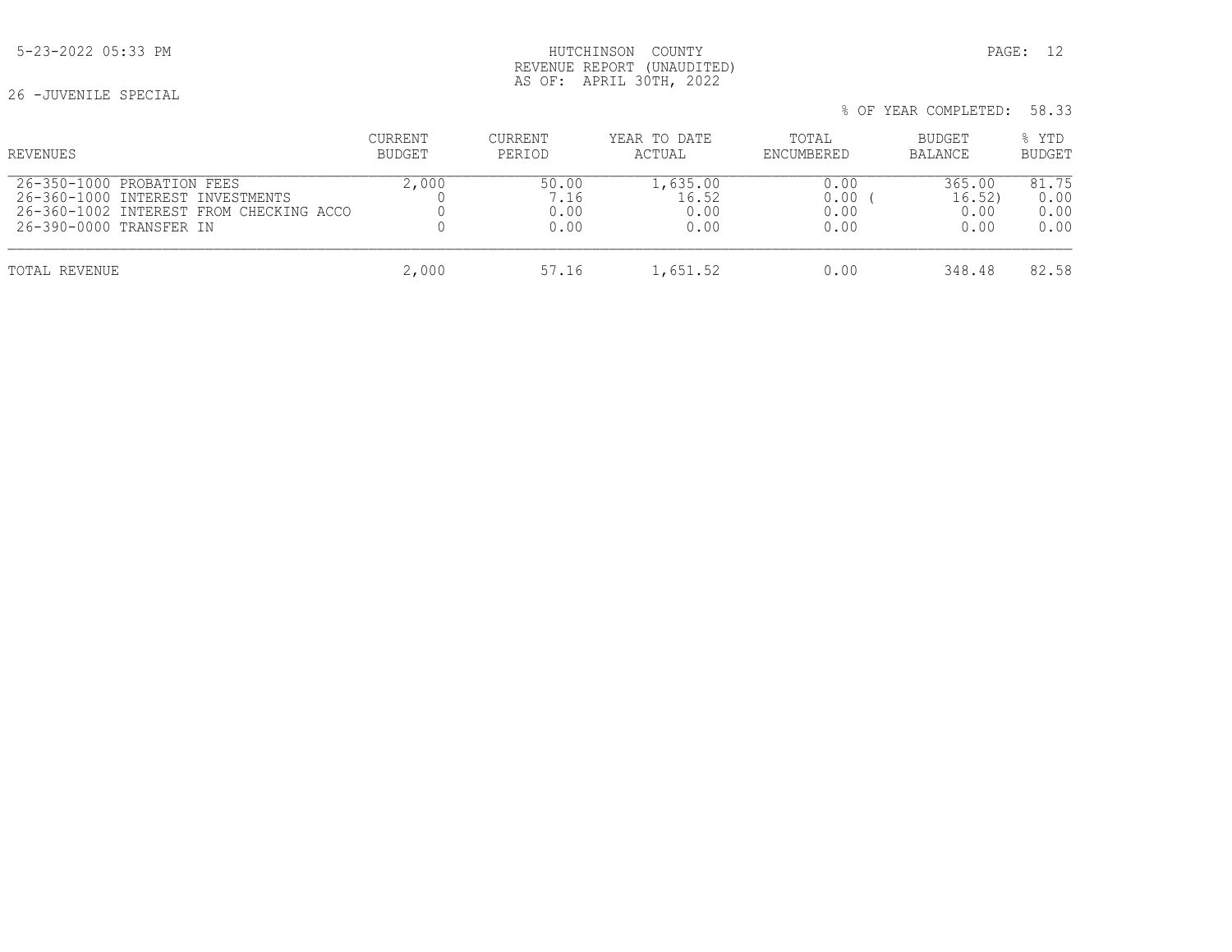HUTCHINSON COUNTY
REVENUE REPORT (UNAUDITED)
AS OF: APRIL 30TH, 2022

26 -JUVENILE SPECIAL

% OF YEAR COMPLETED: 58.33

| REVENUES | CURRENT BUDGET | CURRENT PERIOD | YEAR TO DATE ACTUAL | TOTAL ENCUMBERED | BUDGET BALANCE | % YTD BUDGET |
|---|---|---|---|---|---|---|
| 26-350-1000 PROBATION FEES | 2,000 | 50.00 | 1,635.00 | 0.00 | 365.00 | 81.75 |
| 26-360-1000 INTEREST INVESTMENTS | 0 | 7.16 | 16.52 | 0.00 | ( 16.52) | 0.00 |
| 26-360-1002 INTEREST FROM CHECKING ACCO | 0 | 0.00 | 0.00 | 0.00 | 0.00 | 0.00 |
| 26-390-0000 TRANSFER IN | 0 | 0.00 | 0.00 | 0.00 | 0.00 | 0.00 |
| TOTAL REVENUE | 2,000 | 57.16 | 1,651.52 | 0.00 | 348.48 | 82.58 |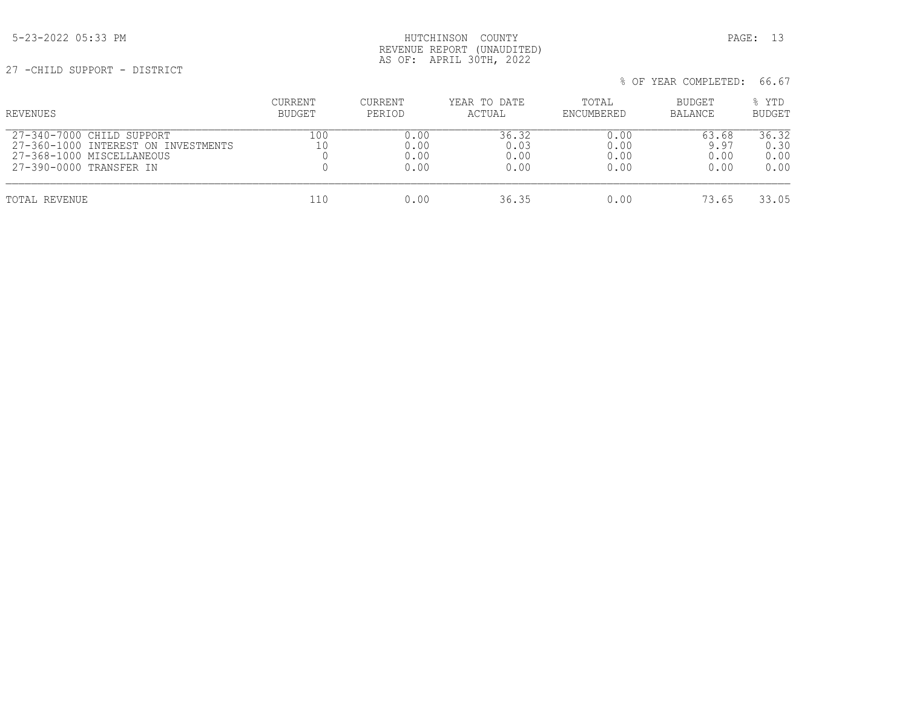HUTCHINSON COUNTY
REVENUE REPORT (UNAUDITED)
AS OF: APRIL 30TH, 2022

5-23-2022 05:33 PM

27 -CHILD SUPPORT - DISTRICT

% OF YEAR COMPLETED: 66.67

| REVENUES | CURRENT BUDGET | CURRENT PERIOD | YEAR TO DATE ACTUAL | TOTAL ENCUMBERED | BUDGET BALANCE | % YTD BUDGET |
|---|---|---|---|---|---|---|
| 27-340-7000 CHILD SUPPORT | 100 | 0.00 | 36.32 | 0.00 | 63.68 | 36.32 |
| 27-360-1000 INTEREST ON INVESTMENTS | 10 | 0.00 | 0.03 | 0.00 | 9.97 | 0.30 |
| 27-368-1000 MISCELLANEOUS | 0 | 0.00 | 0.00 | 0.00 | 0.00 | 0.00 |
| 27-390-0000 TRANSFER IN | 0 | 0.00 | 0.00 | 0.00 | 0.00 | 0.00 |
| TOTAL REVENUE | 110 | 0.00 | 36.35 | 0.00 | 73.65 | 33.05 |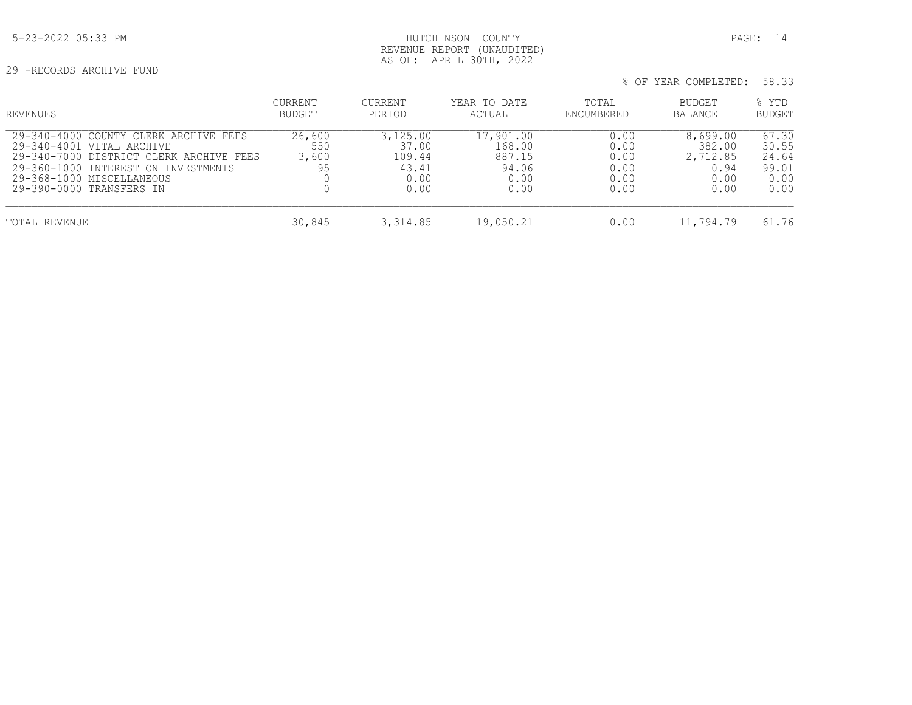HUTCHINSON COUNTY
REVENUE REPORT (UNAUDITED)
AS OF: APRIL 30TH, 2022

29 -RECORDS ARCHIVE FUND

% OF YEAR COMPLETED: 58.33

| REVENUES | CURRENT BUDGET | CURRENT PERIOD | YEAR TO DATE ACTUAL | TOTAL ENCUMBERED | BUDGET BALANCE | % YTD BUDGET |
|---|---|---|---|---|---|---|
| 29-340-4000 COUNTY CLERK ARCHIVE FEES | 26,600 | 3,125.00 | 17,901.00 | 0.00 | 8,699.00 | 67.30 |
| 29-340-4001 VITAL ARCHIVE | 550 | 37.00 | 168.00 | 0.00 | 382.00 | 30.55 |
| 29-340-7000 DISTRICT CLERK ARCHIVE FEES | 3,600 | 109.44 | 887.15 | 0.00 | 2,712.85 | 24.64 |
| 29-360-1000 INTEREST ON INVESTMENTS | 95 | 43.41 | 94.06 | 0.00 | 0.94 | 99.01 |
| 29-368-1000 MISCELLANEOUS | 0 | 0.00 | 0.00 | 0.00 | 0.00 | 0.00 |
| 29-390-0000 TRANSFERS IN | 0 | 0.00 | 0.00 | 0.00 | 0.00 | 0.00 |
| TOTAL REVENUE | 30,845 | 3,314.85 | 19,050.21 | 0.00 | 11,794.79 | 61.76 |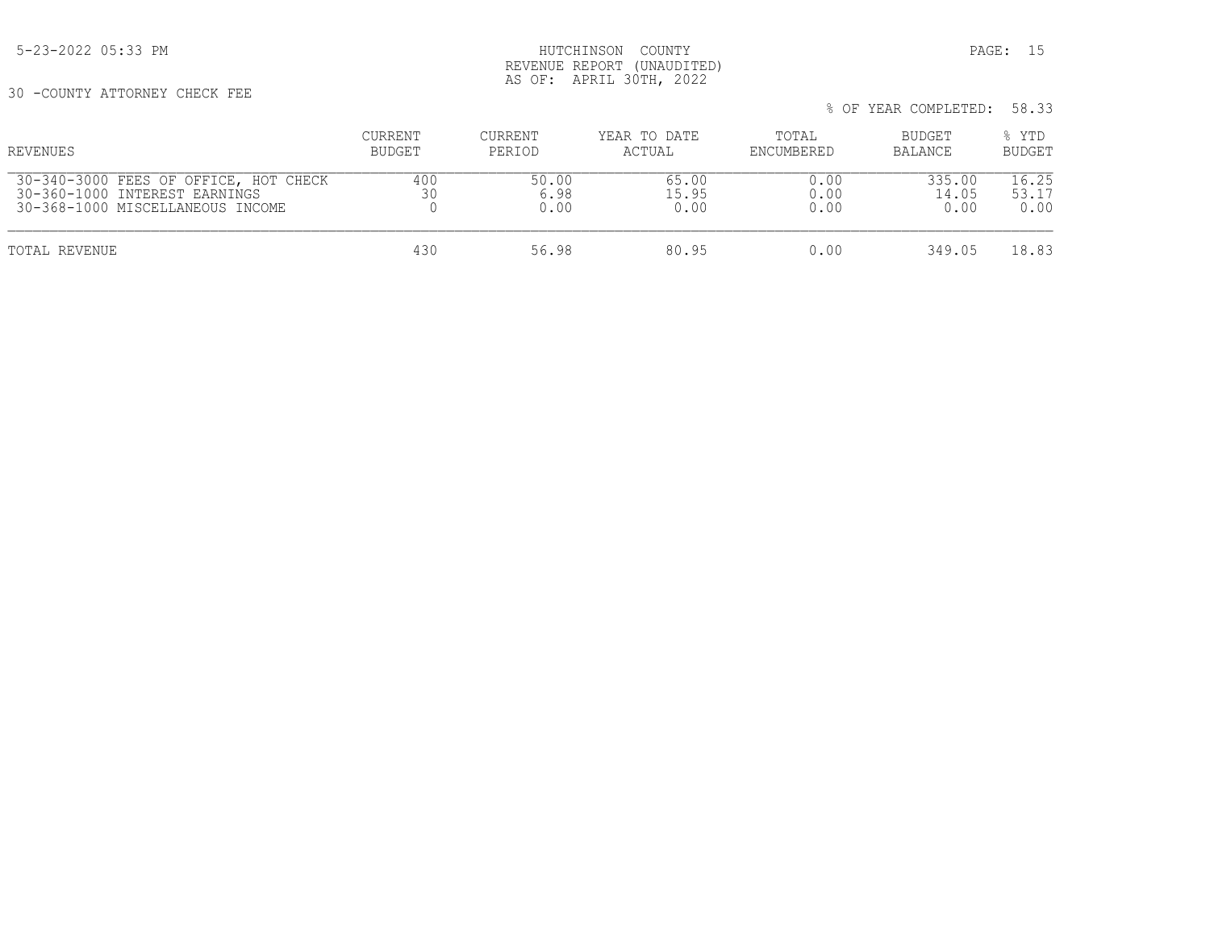HUTCHINSON COUNTY
REVENUE REPORT (UNAUDITED)
AS OF: APRIL 30TH, 2022

30 -COUNTY ATTORNEY CHECK FEE

% OF YEAR COMPLETED: 58.33

| REVENUES | CURRENT BUDGET | CURRENT PERIOD | YEAR TO DATE ACTUAL | TOTAL ENCUMBERED | BUDGET BALANCE | % YTD BUDGET |
|---|---|---|---|---|---|---|
| 30-340-3000 FEES OF OFFICE, HOT CHECK | 400 | 50.00 | 65.00 | 0.00 | 335.00 | 16.25 |
| 30-360-1000 INTEREST EARNINGS | 30 | 6.98 | 15.95 | 0.00 | 14.05 | 53.17 |
| 30-368-1000 MISCELLANEOUS INCOME | 0 | 0.00 | 0.00 | 0.00 | 0.00 | 0.00 |
| TOTAL REVENUE | 430 | 56.98 | 80.95 | 0.00 | 349.05 | 18.83 |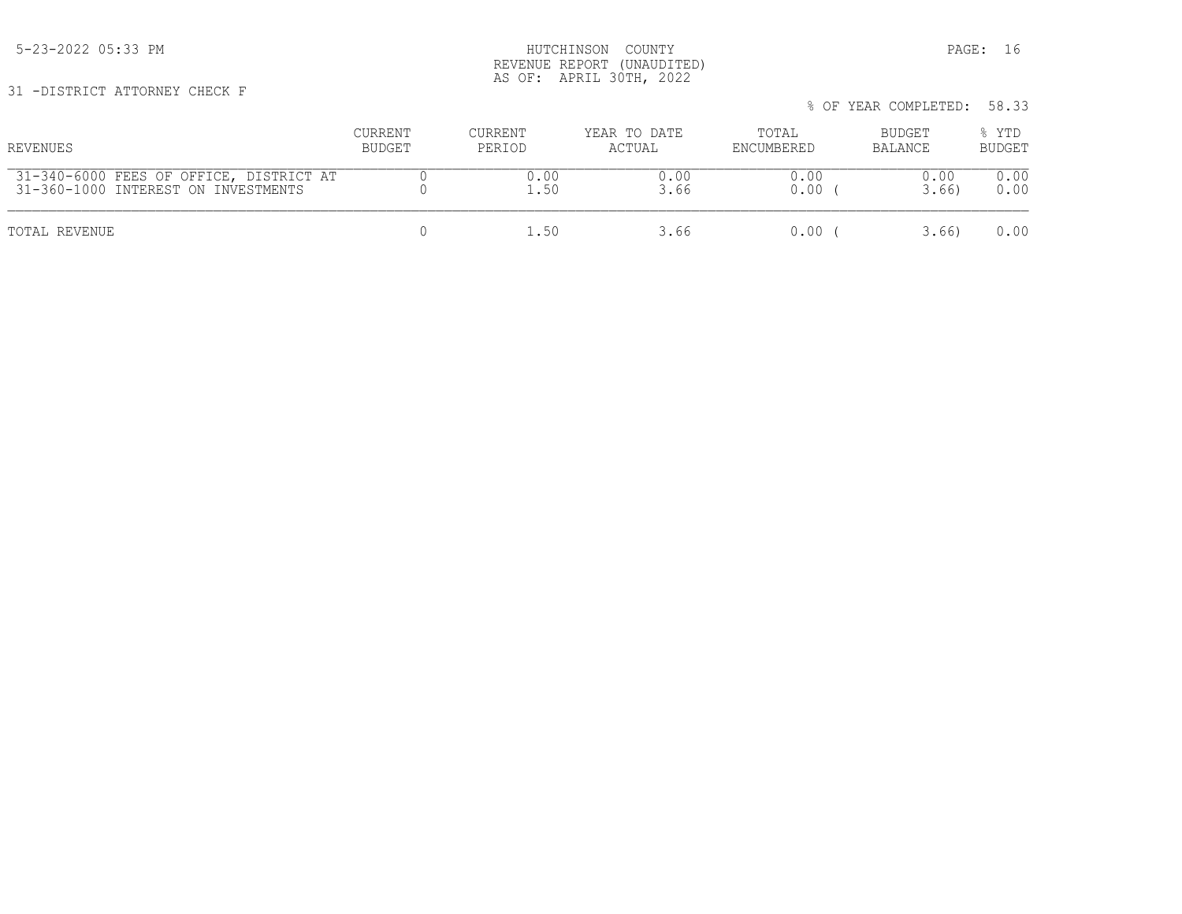HUTCHINSON COUNTY
REVENUE REPORT (UNAUDITED)
AS OF: APRIL 30TH, 2022

31 -DISTRICT ATTORNEY CHECK F

% OF YEAR COMPLETED: 58.33

| REVENUES | CURRENT BUDGET | CURRENT PERIOD | YEAR TO DATE ACTUAL | TOTAL ENCUMBERED | BUDGET BALANCE | % YTD BUDGET |
|---|---|---|---|---|---|---|
| 31-340-6000 FEES OF OFFICE, DISTRICT AT | 0 | 0.00 | 0.00 | 0.00 | 0.00 | 0.00 |
| 31-360-1000 INTEREST ON INVESTMENTS | 0 | 1.50 | 3.66 | 0.00 | ( 3.66) | 0.00 |
| TOTAL REVENUE | 0 | 1.50 | 3.66 | 0.00 | ( 3.66) | 0.00 |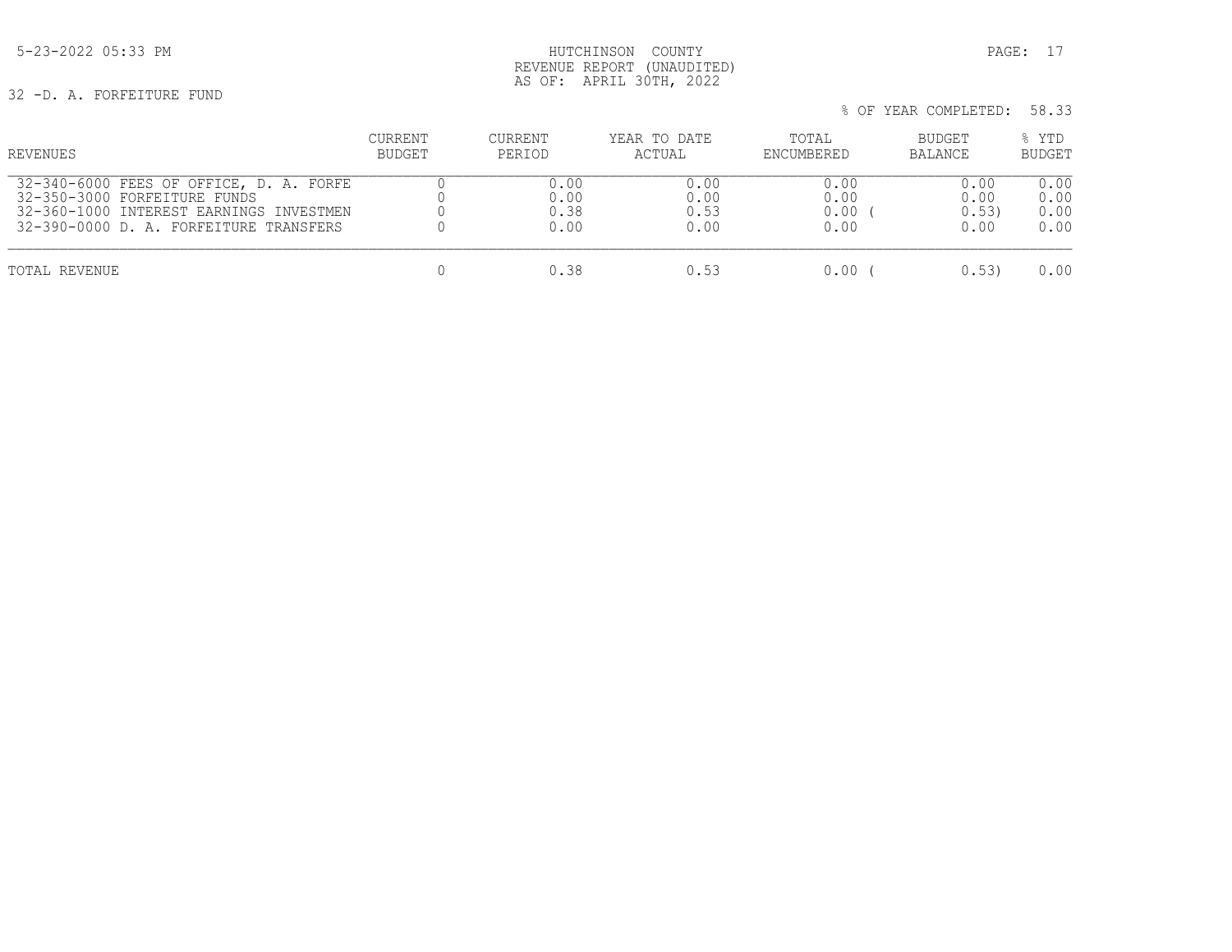HUTCHINSON COUNTY
REVENUE REPORT (UNAUDITED)
AS OF: APRIL 30TH, 2022

5-23-2022 05:33 PM

32 -D. A. FORFEITURE FUND

% OF YEAR COMPLETED: 58.33

| REVENUES | CURRENT BUDGET | CURRENT PERIOD | YEAR TO DATE ACTUAL | TOTAL ENCUMBERED | BUDGET BALANCE | % YTD BUDGET |
|---|---|---|---|---|---|---|
| 32-340-6000 FEES OF OFFICE, D. A. FORFE | 0 | 0.00 | 0.00 | 0.00 | 0.00 | 0.00 |
| 32-350-3000 FORFEITURE FUNDS | 0 | 0.00 | 0.00 | 0.00 | 0.00 | 0.00 |
| 32-360-1000 INTEREST EARNINGS INVESTMEN | 0 | 0.38 | 0.53 | 0.00 | ( 0.53) | 0.00 |
| 32-390-0000 D. A. FORFEITURE TRANSFERS | 0 | 0.00 | 0.00 | 0.00 | 0.00 | 0.00 |
| TOTAL REVENUE | 0 | 0.38 | 0.53 | 0.00 | ( 0.53) | 0.00 |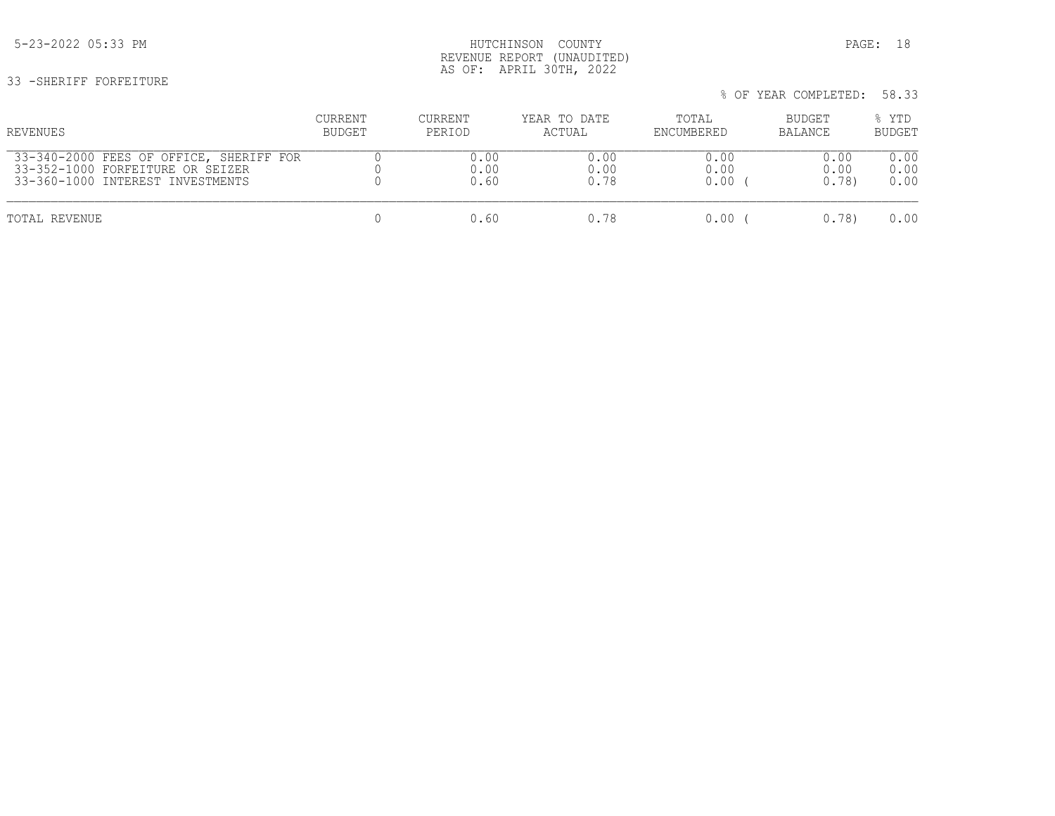5-23-2022 05:33 PM

HUTCHINSON COUNTY
REVENUE REPORT (UNAUDITED)
AS OF: APRIL 30TH, 2022

33 -SHERIFF FORFEITURE

% OF YEAR COMPLETED: 58.33

| REVENUES | CURRENT BUDGET | CURRENT PERIOD | YEAR TO DATE ACTUAL | TOTAL ENCUMBERED | BUDGET BALANCE | % YTD BUDGET |
|---|---|---|---|---|---|---|
| 33-340-2000 FEES OF OFFICE, SHERIFF FOR | 0 | 0.00 | 0.00 | 0.00 | 0.00 | 0.00 |
| 33-352-1000 FORFEITURE OR SEIZER | 0 | 0.00 | 0.00 | 0.00 | 0.00 | 0.00 |
| 33-360-1000 INTEREST INVESTMENTS | 0 | 0.60 | 0.78 | 0.00 | (0.78) | 0.00 |
| TOTAL REVENUE | 0 | 0.60 | 0.78 | 0.00 | (0.78) | 0.00 |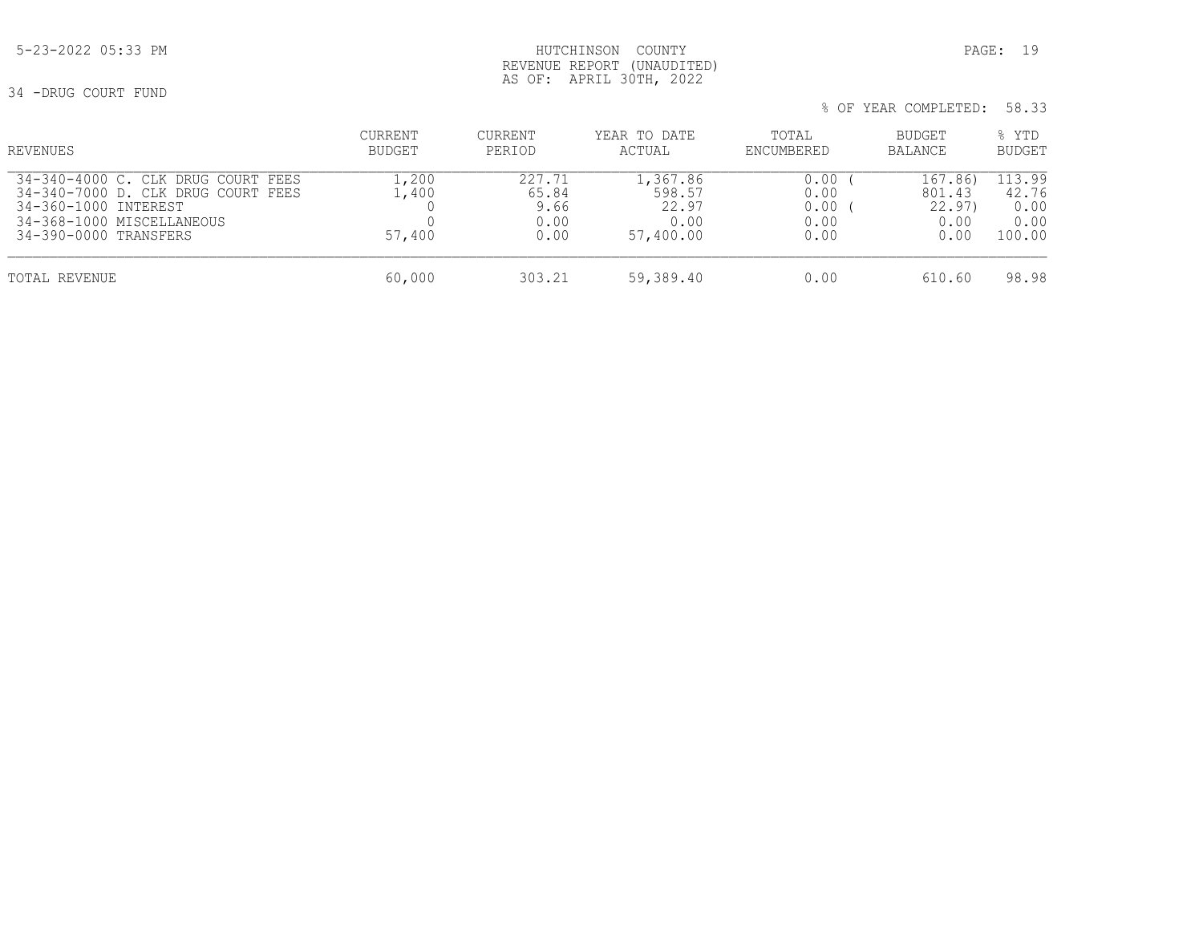HUTCHINSON COUNTY
REVENUE REPORT (UNAUDITED)
AS OF: APRIL 30TH, 2022

34 -DRUG COURT FUND

% OF YEAR COMPLETED: 58.33

| REVENUES | CURRENT BUDGET | CURRENT PERIOD | YEAR TO DATE ACTUAL | TOTAL ENCUMBERED | BUDGET BALANCE | % YTD BUDGET |
|---|---|---|---|---|---|---|
| 34-340-4000 C. CLK DRUG COURT FEES | 1,200 | 227.71 | 1,367.86 | 0.00 | ( 167.86) | 113.99 |
| 34-340-7000 D. CLK DRUG COURT FEES | 1,400 | 65.84 | 598.57 | 0.00 | 801.43 | 42.76 |
| 34-360-1000 INTEREST | 0 | 9.66 | 22.97 | 0.00 | ( 22.97) | 0.00 |
| 34-368-1000 MISCELLANEOUS | 0 | 0.00 | 0.00 | 0.00 | 0.00 | 0.00 |
| 34-390-0000 TRANSFERS | 57,400 | 0.00 | 57,400.00 | 0.00 | 0.00 | 100.00 |
| TOTAL REVENUE | 60,000 | 303.21 | 59,389.40 | 0.00 | 610.60 | 98.98 |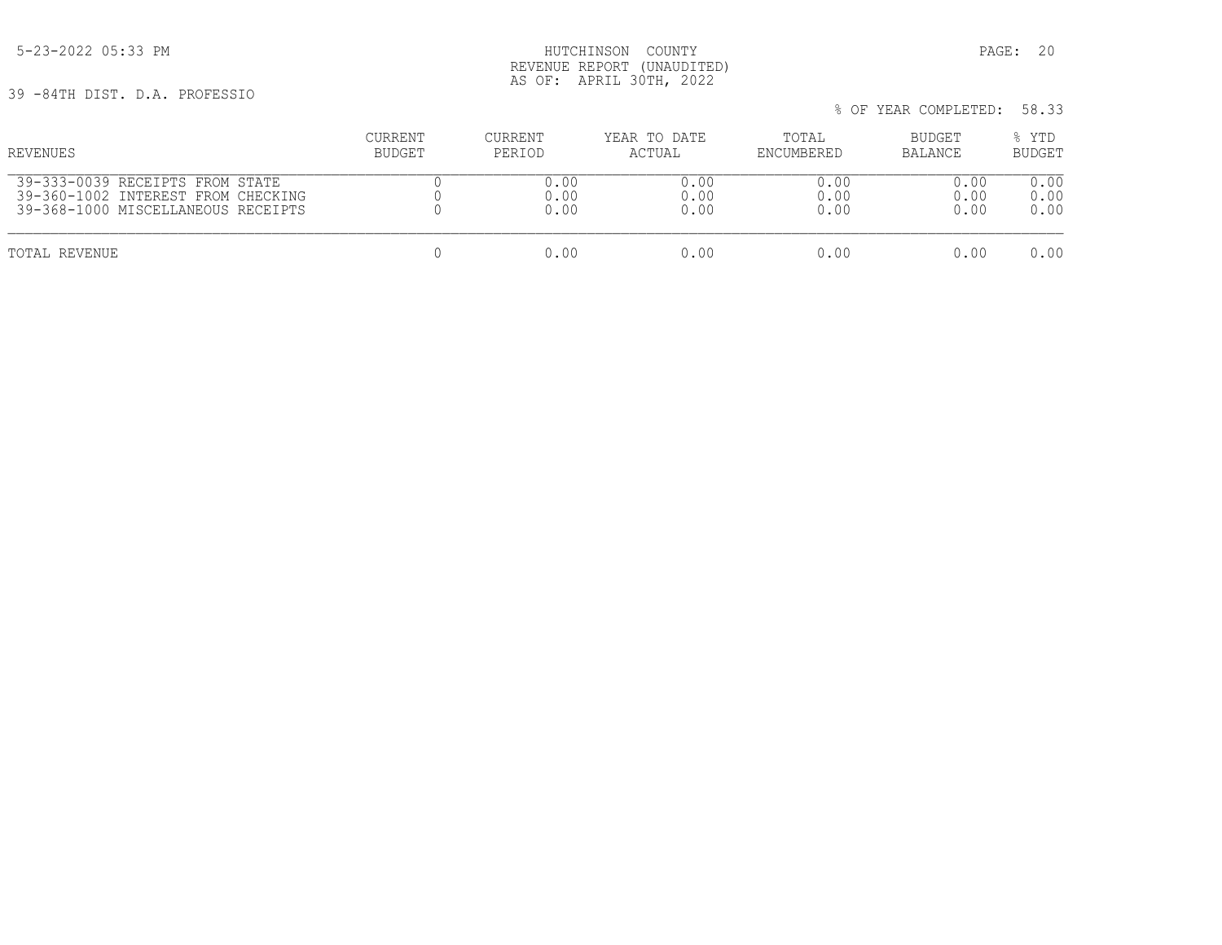HUTCHINSON COUNTY
REVENUE REPORT (UNAUDITED)
AS OF: APRIL 30TH, 2022

39 -84TH DIST. D.A. PROFESSIO

% OF YEAR COMPLETED: 58.33

| REVENUES | CURRENT BUDGET | CURRENT PERIOD | YEAR TO DATE ACTUAL | TOTAL ENCUMBERED | BUDGET BALANCE | % YTD BUDGET |
|---|---|---|---|---|---|---|
| 39-333-0039 RECEIPTS FROM STATE | 0 | 0.00 | 0.00 | 0.00 | 0.00 | 0.00 |
| 39-360-1002 INTEREST FROM CHECKING | 0 | 0.00 | 0.00 | 0.00 | 0.00 | 0.00 |
| 39-368-1000 MISCELLANEOUS RECEIPTS | 0 | 0.00 | 0.00 | 0.00 | 0.00 | 0.00 |
| TOTAL REVENUE | 0 | 0.00 | 0.00 | 0.00 | 0.00 | 0.00 |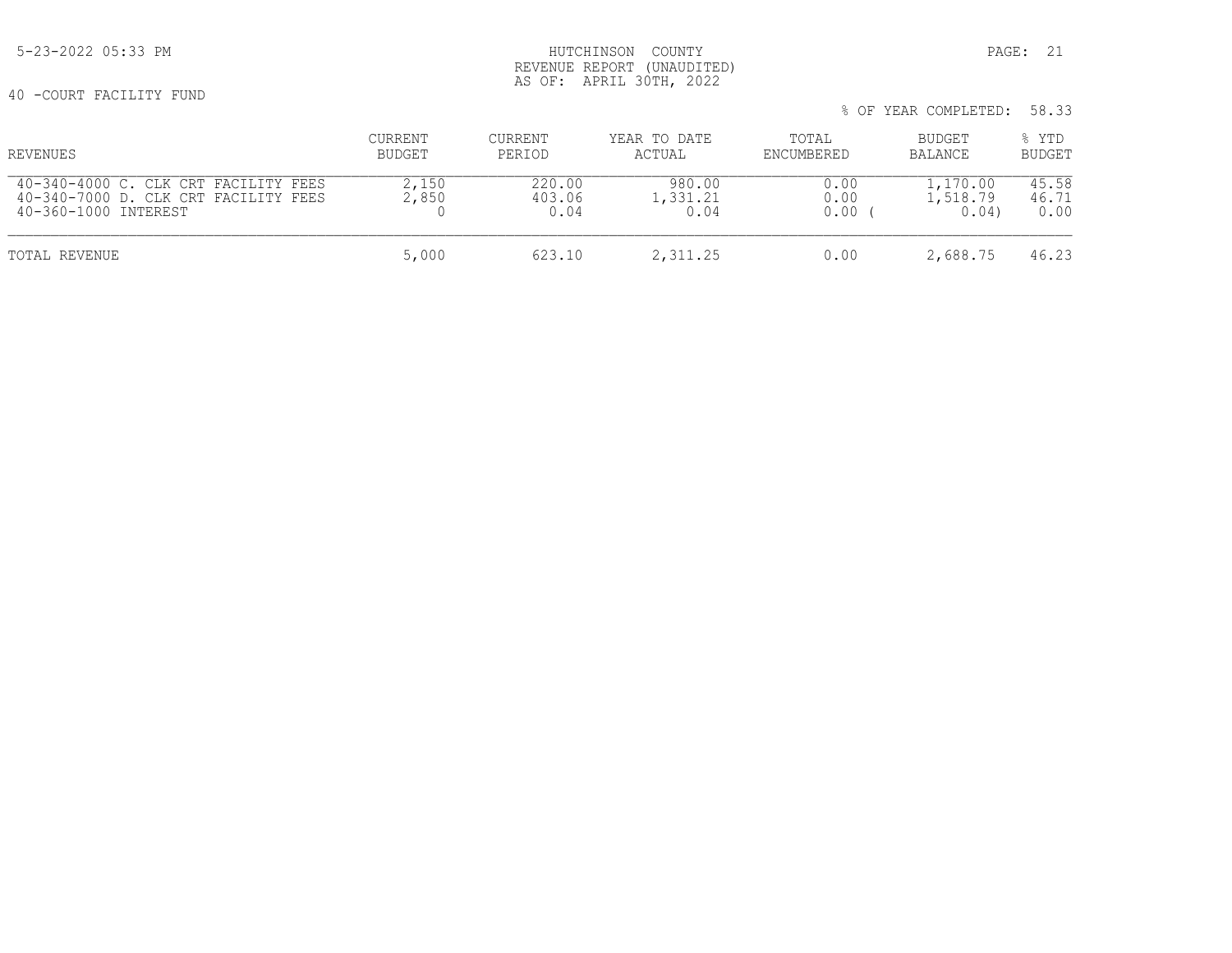HUTCHINSON COUNTY
REVENUE REPORT (UNAUDITED)
AS OF: APRIL 30TH, 2022

40 -COURT FACILITY FUND

% OF YEAR COMPLETED: 58.33

| REVENUES | CURRENT BUDGET | CURRENT PERIOD | YEAR TO DATE ACTUAL | TOTAL ENCUMBERED | BUDGET BALANCE | % YTD BUDGET |
|---|---|---|---|---|---|---|
| 40-340-4000 C. CLK CRT FACILITY FEES | 2,150 | 220.00 | 980.00 | 0.00 | 1,170.00 | 45.58 |
| 40-340-7000 D. CLK CRT FACILITY FEES | 2,850 | 403.06 | 1,331.21 | 0.00 | 1,518.79 | 46.71 |
| 40-360-1000 INTEREST | 0 | 0.04 | 0.04 | 0.00 | ( 0.04) | 0.00 |
| TOTAL REVENUE | 5,000 | 623.10 | 2,311.25 | 0.00 | 2,688.75 | 46.23 |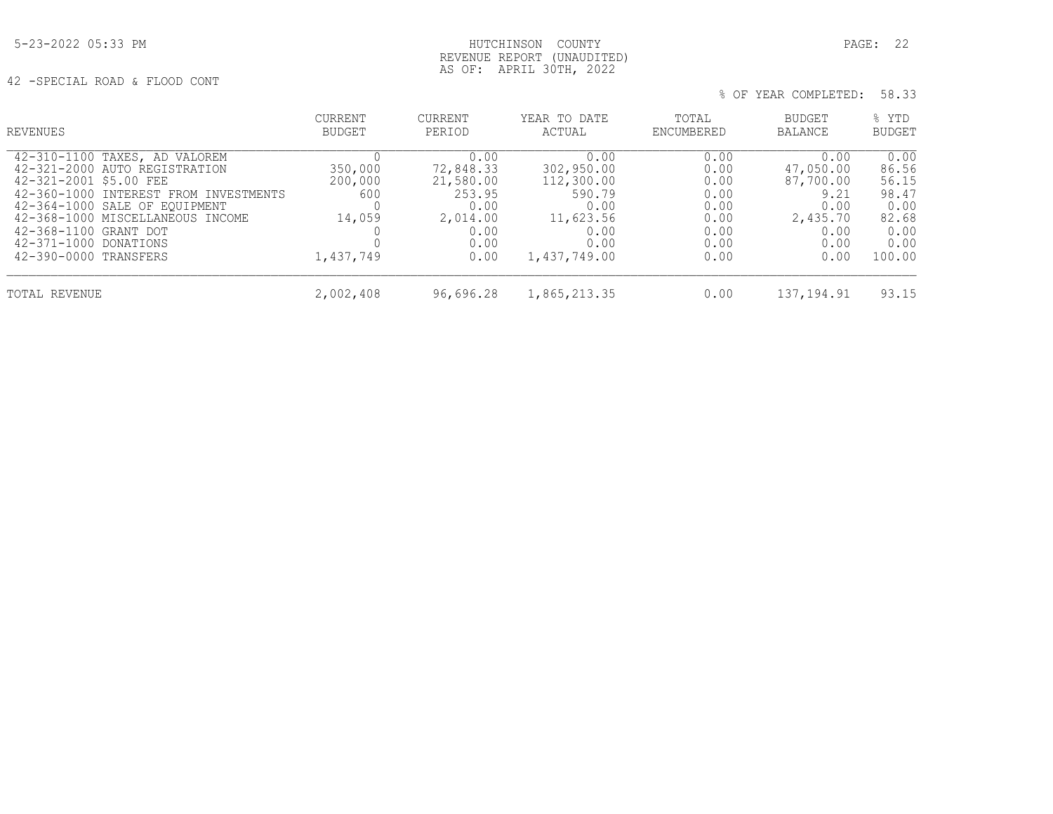HUTCHINSON COUNTY
REVENUE REPORT (UNAUDITED)
AS OF: APRIL 30TH, 2022

42 -SPECIAL ROAD & FLOOD CONT

% OF YEAR COMPLETED: 58.33

| REVENUES | CURRENT BUDGET | CURRENT PERIOD | YEAR TO DATE ACTUAL | TOTAL ENCUMBERED | BUDGET BALANCE | % YTD BUDGET |
|---|---|---|---|---|---|---|
| 42-310-1100 TAXES, AD VALOREM | 0 | 0.00 | 0.00 | 0.00 | 0.00 | 0.00 |
| 42-321-2000 AUTO REGISTRATION | 350,000 | 72,848.33 | 302,950.00 | 0.00 | 47,050.00 | 86.56 |
| 42-321-2001 $5.00 FEE | 200,000 | 21,580.00 | 112,300.00 | 0.00 | 87,700.00 | 56.15 |
| 42-360-1000 INTEREST FROM INVESTMENTS | 600 | 253.95 | 590.79 | 0.00 | 9.21 | 98.47 |
| 42-364-1000 SALE OF EQUIPMENT | 0 | 0.00 | 0.00 | 0.00 | 0.00 | 0.00 |
| 42-368-1000 MISCELLANEOUS INCOME | 14,059 | 2,014.00 | 11,623.56 | 0.00 | 2,435.70 | 82.68 |
| 42-368-1100 GRANT DOT | 0 | 0.00 | 0.00 | 0.00 | 0.00 | 0.00 |
| 42-371-1000 DONATIONS | 0 | 0.00 | 0.00 | 0.00 | 0.00 | 0.00 |
| 42-390-0000 TRANSFERS | 1,437,749 | 0.00 | 1,437,749.00 | 0.00 | 0.00 | 100.00 |
| TOTAL REVENUE | 2,002,408 | 96,696.28 | 1,865,213.35 | 0.00 | 137,194.91 | 93.15 |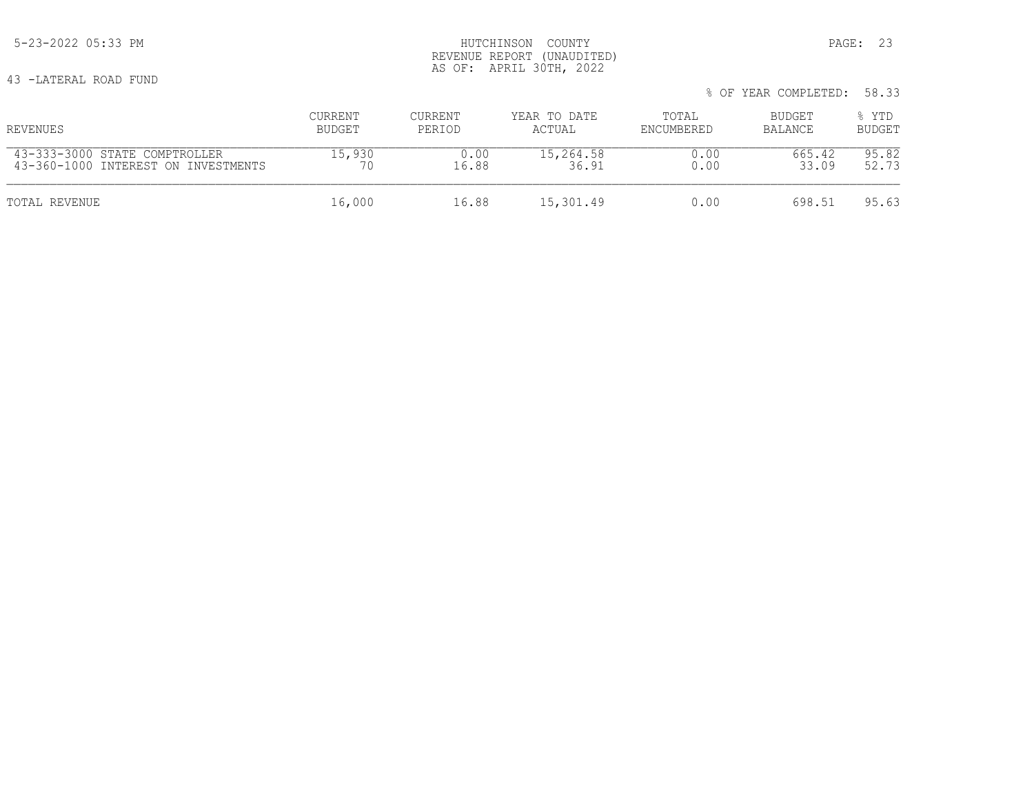HUTCHINSON COUNTY
REVENUE REPORT (UNAUDITED)
AS OF: APRIL 30TH, 2022

43 -LATERAL ROAD FUND

% OF YEAR COMPLETED: 58.33

| REVENUES | CURRENT BUDGET | CURRENT PERIOD | YEAR TO DATE ACTUAL | TOTAL ENCUMBERED | BUDGET BALANCE | % YTD BUDGET |
|---|---|---|---|---|---|---|
| 43-333-3000 STATE COMPTROLLER | 15,930 | 0.00 | 15,264.58 | 0.00 | 665.42 | 95.82 |
| 43-360-1000 INTEREST ON INVESTMENTS | 70 | 16.88 | 36.91 | 0.00 | 33.09 | 52.73 |
| TOTAL REVENUE | 16,000 | 16.88 | 15,301.49 | 0.00 | 698.51 | 95.63 |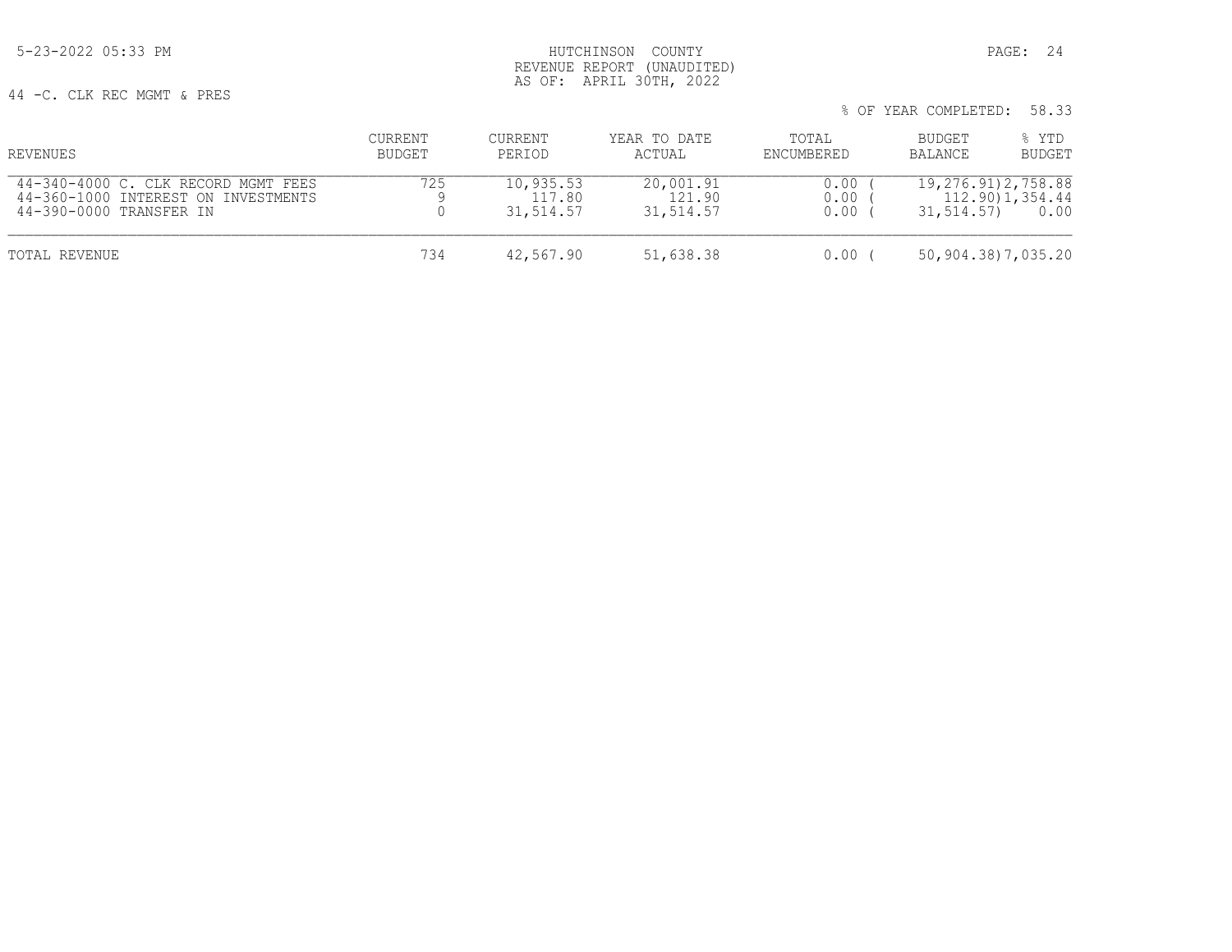HUTCHINSON COUNTY
REVENUE REPORT (UNAUDITED)
AS OF: APRIL 30TH, 2022

44 -C. CLK REC MGMT & PRES

% OF YEAR COMPLETED: 58.33

| REVENUES | CURRENT BUDGET | CURRENT PERIOD | YEAR TO DATE ACTUAL | TOTAL ENCUMBERED | BUDGET BALANCE | % YTD BUDGET |
|---|---|---|---|---|---|---|
| 44-340-4000 C. CLK RECORD MGMT FEES | 725 | 10,935.53 | 20,001.91 | 0.00 | ( 19,276.91) | 2,758.88 |
| 44-360-1000 INTEREST ON INVESTMENTS | 9 | 117.80 | 121.90 | 0.00 | ( 112.90) | 1,354.44 |
| 44-390-0000 TRANSFER IN | 0 | 31,514.57 | 31,514.57 | 0.00 | ( 31,514.57) | 0.00 |
| TOTAL REVENUE | 734 | 42,567.90 | 51,638.38 | 0.00 | ( 50,904.38) | 7,035.20 |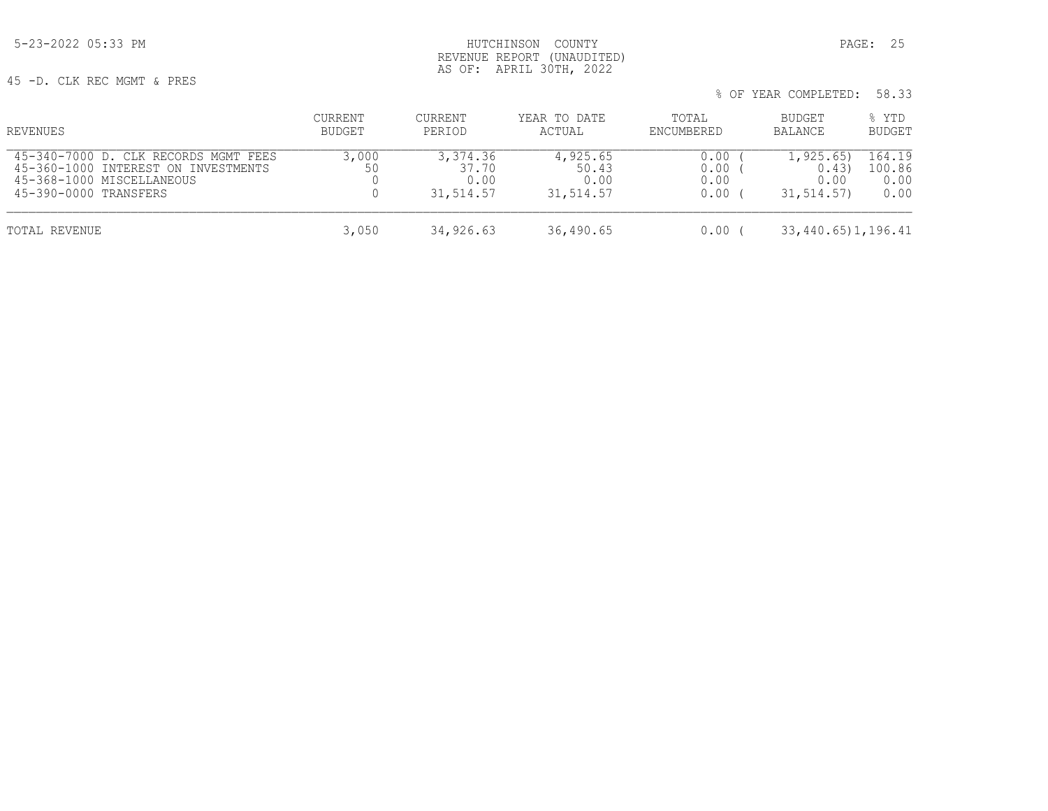HUTCHINSON COUNTY
REVENUE REPORT (UNAUDITED)
AS OF: APRIL 30TH, 2022

45 -D. CLK REC MGMT & PRES

% OF YEAR COMPLETED: 58.33

| REVENUES | CURRENT BUDGET | CURRENT PERIOD | YEAR TO DATE ACTUAL | TOTAL ENCUMBERED | BUDGET BALANCE | % YTD BUDGET |
|---|---|---|---|---|---|---|
| 45-340-7000 D. CLK RECORDS MGMT FEES | 3,000 | 3,374.36 | 4,925.65 | 0.00 | ( 1,925.65) | 164.19 |
| 45-360-1000 INTEREST ON INVESTMENTS | 50 | 37.70 | 50.43 | 0.00 | ( 0.43) | 100.86 |
| 45-368-1000 MISCELLANEOUS | 0 | 0.00 | 0.00 | 0.00 | 0.00 | 0.00 |
| 45-390-0000 TRANSFERS | 0 | 31,514.57 | 31,514.57 | 0.00 | ( 31,514.57) | 0.00 |
| TOTAL REVENUE | 3,050 | 34,926.63 | 36,490.65 | 0.00 | ( 33,440.65) | 1,196.41 |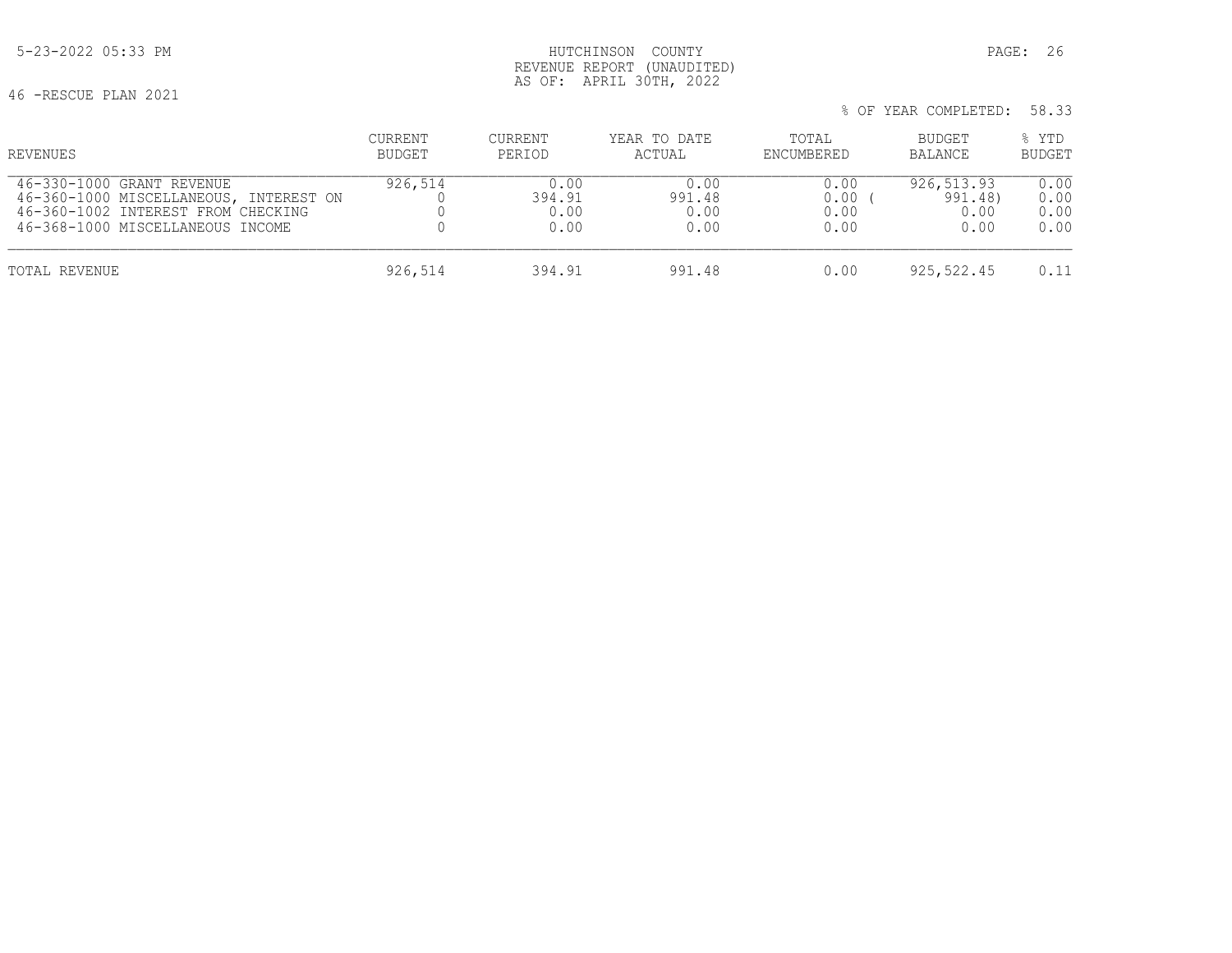HUTCHINSON COUNTY
REVENUE REPORT (UNAUDITED)
AS OF: APRIL 30TH, 2022

46 -RESCUE PLAN 2021

% OF YEAR COMPLETED: 58.33

| REVENUES | CURRENT BUDGET | CURRENT PERIOD | YEAR TO DATE ACTUAL | TOTAL ENCUMBERED | BUDGET BALANCE | % YTD BUDGET |
|---|---|---|---|---|---|---|
| 46-330-1000 GRANT REVENUE | 926,514 | 0.00 | 0.00 | 0.00 | 926,513.93 | 0.00 |
| 46-360-1000 MISCELLANEOUS, INTEREST ON | 0 | 394.91 | 991.48 | 0.00 | ( 991.48) | 0.00 |
| 46-360-1002 INTEREST FROM CHECKING | 0 | 0.00 | 0.00 | 0.00 | 0.00 | 0.00 |
| 46-368-1000 MISCELLANEOUS INCOME | 0 | 0.00 | 0.00 | 0.00 | 0.00 | 0.00 |
| TOTAL REVENUE | 926,514 | 394.91 | 991.48 | 0.00 | 925,522.45 | 0.11 |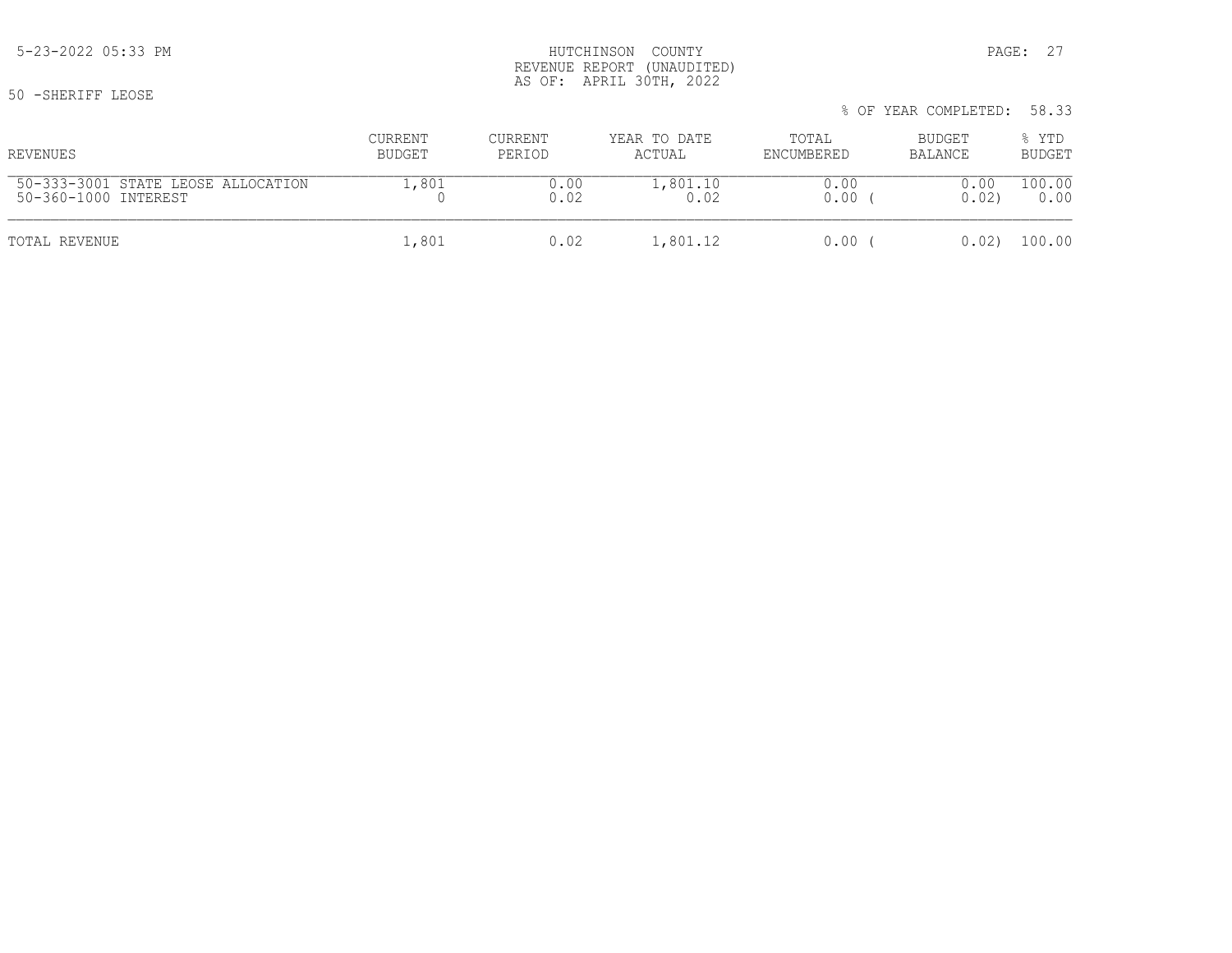HUTCHINSON COUNTY
REVENUE REPORT (UNAUDITED)
AS OF: APRIL 30TH, 2022

50 -SHERIFF LEOSE

% OF YEAR COMPLETED: 58.33

| REVENUES | CURRENT BUDGET | CURRENT PERIOD | YEAR TO DATE ACTUAL | TOTAL ENCUMBERED | BUDGET BALANCE | % YTD BUDGET |
|---|---|---|---|---|---|---|
| 50-333-3001 STATE LEOSE ALLOCATION | 1,801 | 0.00 | 1,801.10 | 0.00 | 0.00 | 100.00 |
| 50-360-1000 INTEREST | 0 | 0.02 | 0.02 | 0.00 | ( 0.02) | 0.00 |
| TOTAL REVENUE | 1,801 | 0.02 | 1,801.12 | 0.00 | ( 0.02) | 100.00 |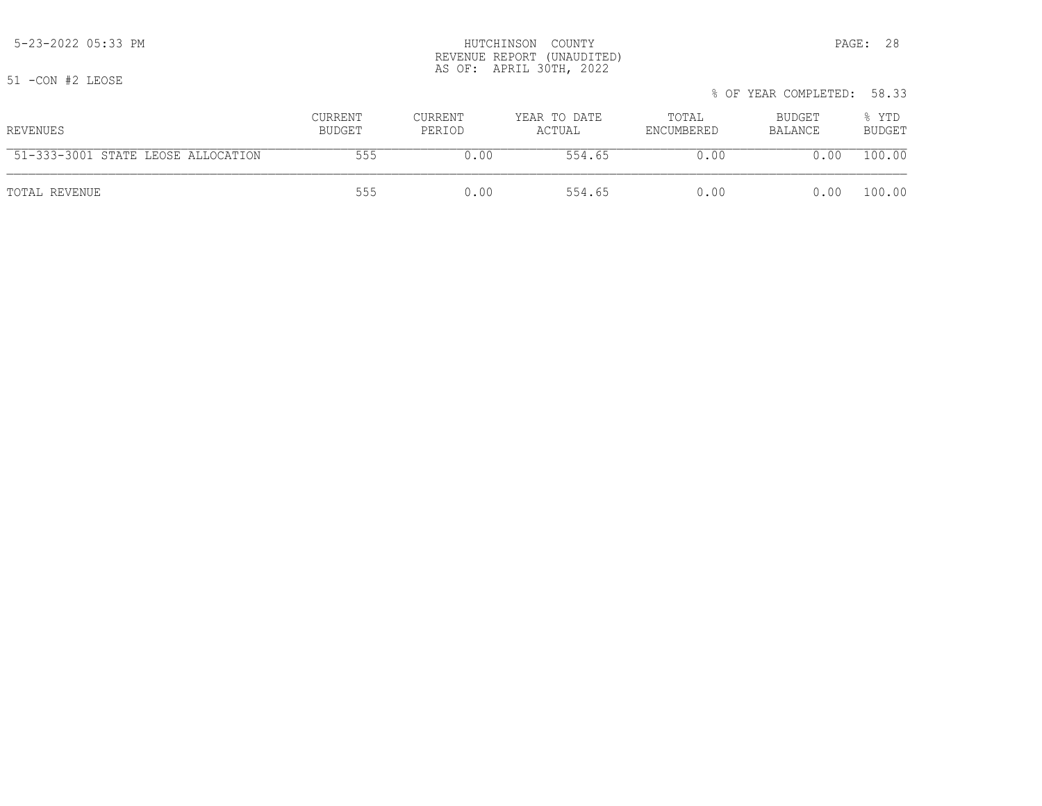HUTCHINSON COUNTY
REVENUE REPORT (UNAUDITED)
AS OF: APRIL 30TH, 2022

5-23-2022 05:33 PM

51 -CON #2 LEOSE

% OF YEAR COMPLETED: 58.33

| REVENUES | CURRENT BUDGET | CURRENT PERIOD | YEAR TO DATE ACTUAL | TOTAL ENCUMBERED | BUDGET BALANCE | % YTD BUDGET |
|---|---|---|---|---|---|---|
| 51-333-3001 STATE LEOSE ALLOCATION | 555 | 0.00 | 554.65 | 0.00 | 0.00 | 100.00 |
| TOTAL REVENUE | 555 | 0.00 | 554.65 | 0.00 | 0.00 | 100.00 |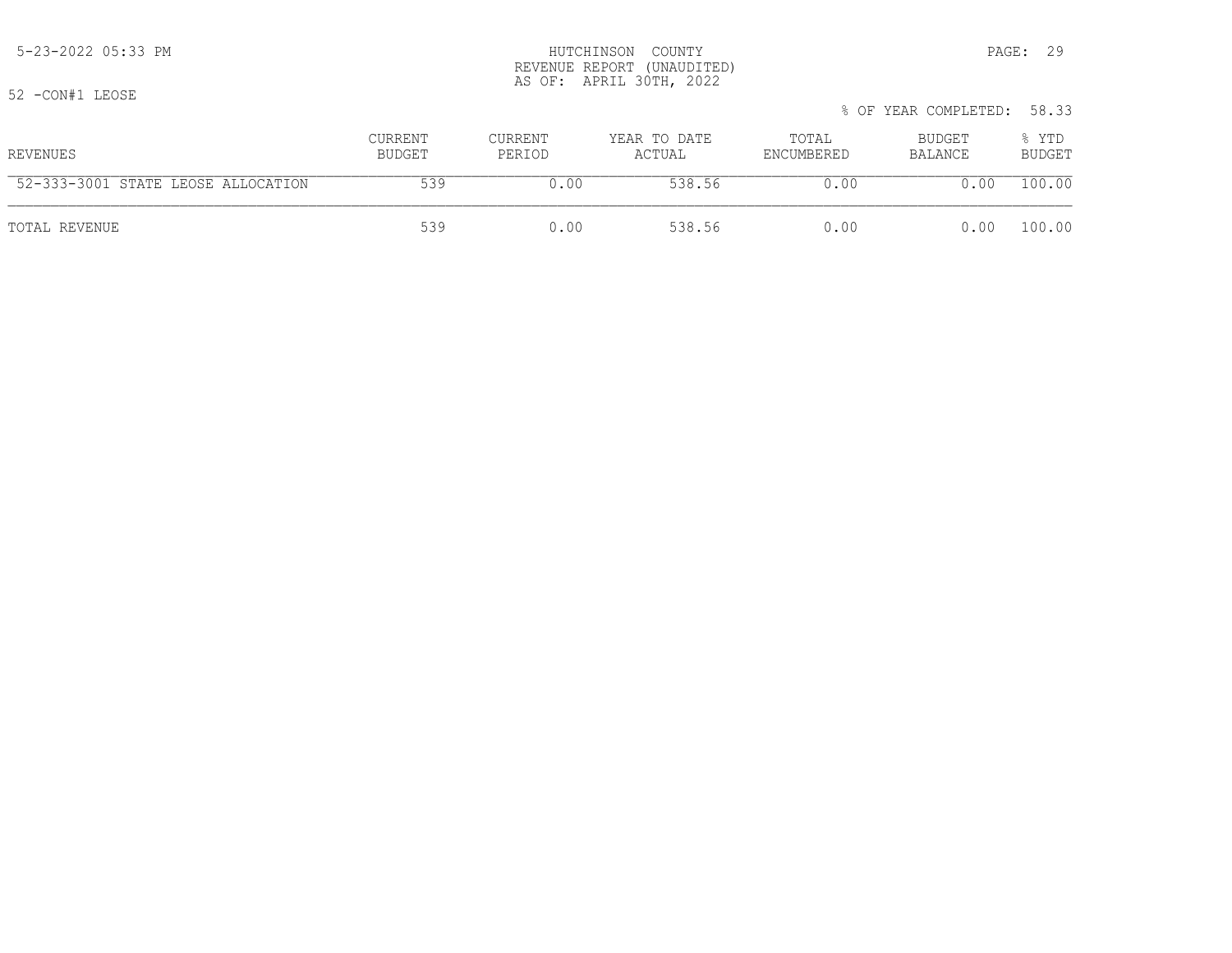HUTCHINSON COUNTY
REVENUE REPORT (UNAUDITED)
AS OF: APRIL 30TH, 2022

52 -CON#1 LEOSE

% OF YEAR COMPLETED: 58.33

| REVENUES | CURRENT BUDGET | CURRENT PERIOD | YEAR TO DATE ACTUAL | TOTAL ENCUMBERED | BUDGET BALANCE | % YTD BUDGET |
|---|---|---|---|---|---|---|
| 52-333-3001 STATE LEOSE ALLOCATION | 539 | 0.00 | 538.56 | 0.00 | 0.00 | 100.00 |
| TOTAL REVENUE | 539 | 0.00 | 538.56 | 0.00 | 0.00 | 100.00 |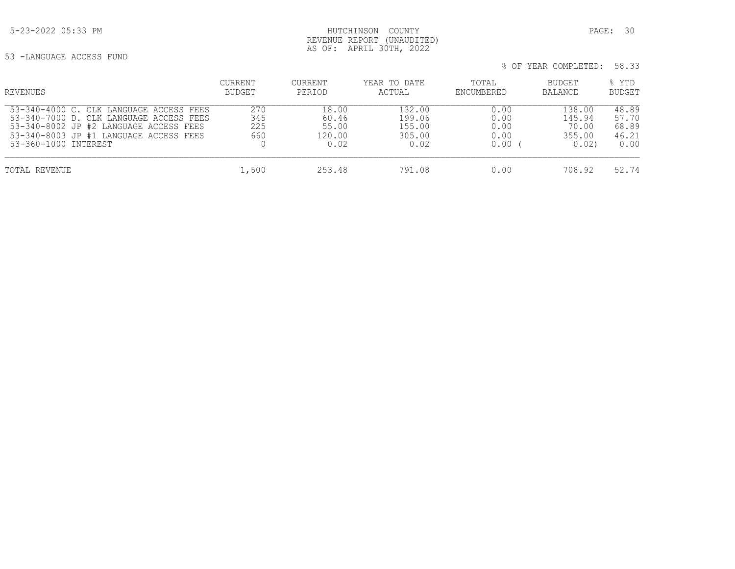HUTCHINSON COUNTY
REVENUE REPORT (UNAUDITED)
AS OF: APRIL 30TH, 2022

53 -LANGUAGE ACCESS FUND

% OF YEAR COMPLETED: 58.33

| REVENUES | CURRENT BUDGET | CURRENT PERIOD | YEAR TO DATE ACTUAL | TOTAL ENCUMBERED | BUDGET BALANCE | % YTD BUDGET |
|---|---|---|---|---|---|---|
| 53-340-4000 C. CLK LANGUAGE ACCESS FEES | 270 | 18.00 | 132.00 | 0.00 | 138.00 | 48.89 |
| 53-340-7000 D. CLK LANGUAGE ACCESS FEES | 345 | 60.46 | 199.06 | 0.00 | 145.94 | 57.70 |
| 53-340-8002 JP #2 LANGUAGE ACCESS FEES | 225 | 55.00 | 155.00 | 0.00 | 70.00 | 68.89 |
| 53-340-8003 JP #1 LANGUAGE ACCESS FEES | 660 | 120.00 | 305.00 | 0.00 | 355.00 | 46.21 |
| 53-360-1000 INTEREST | 0 | 0.02 | 0.02 | 0.00 | ( 0.02) | 0.00 |
| TOTAL REVENUE | 1,500 | 253.48 | 791.08 | 0.00 | 708.92 | 52.74 |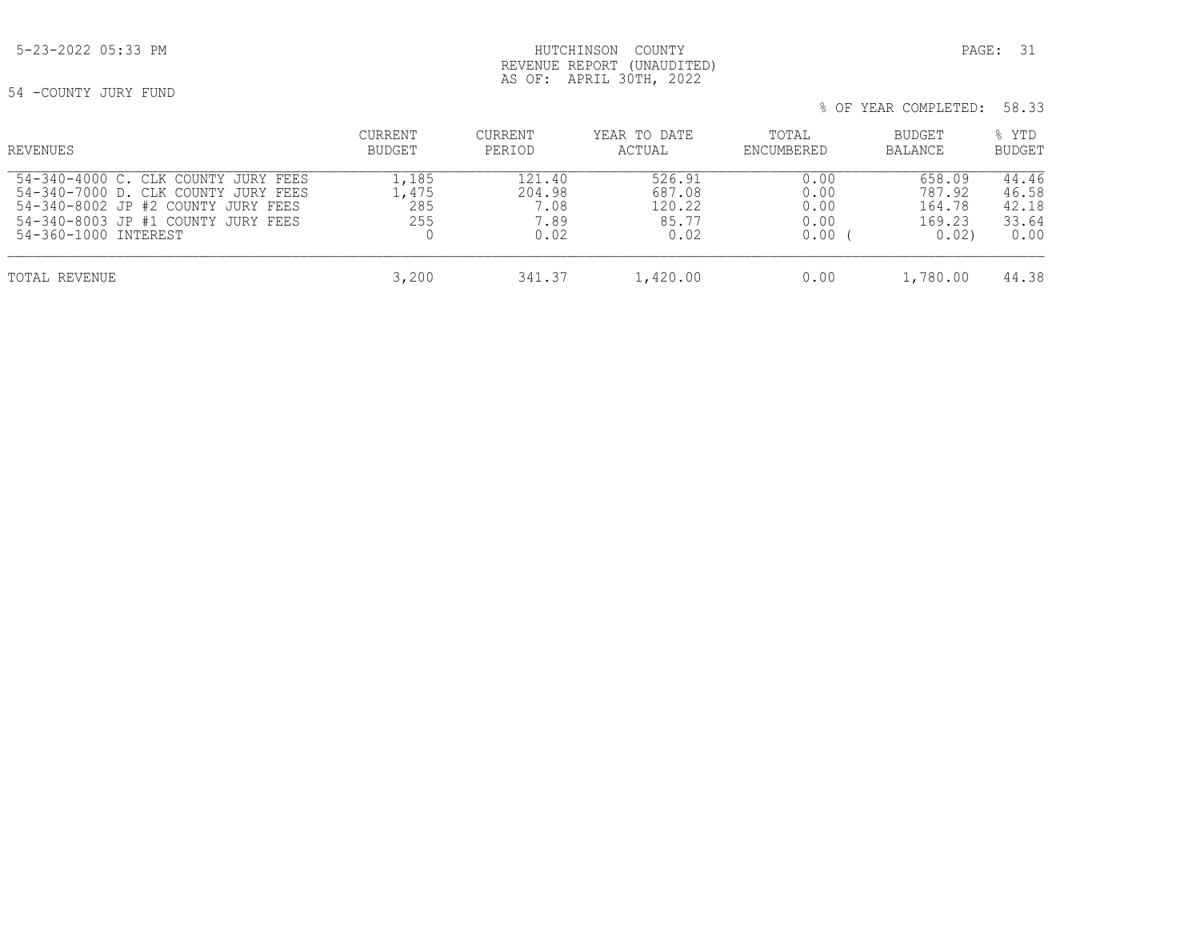HUTCHINSON COUNTY
REVENUE REPORT (UNAUDITED)
AS OF: APRIL 30TH, 2022

54 -COUNTY JURY FUND

% OF YEAR COMPLETED: 58.33

| REVENUES | CURRENT BUDGET | CURRENT PERIOD | YEAR TO DATE ACTUAL | TOTAL ENCUMBERED | BUDGET BALANCE | % YTD BUDGET |
|---|---|---|---|---|---|---|
| 54-340-4000 C. CLK COUNTY JURY FEES | 1,185 | 121.40 | 526.91 | 0.00 | 658.09 | 44.46 |
| 54-340-7000 D. CLK COUNTY JURY FEES | 1,475 | 204.98 | 687.08 | 0.00 | 787.92 | 46.58 |
| 54-340-8002 JP #2 COUNTY JURY FEES | 285 | 7.08 | 120.22 | 0.00 | 164.78 | 42.18 |
| 54-340-8003 JP #1 COUNTY JURY FEES | 255 | 7.89 | 85.77 | 0.00 | 169.23 | 33.64 |
| 54-360-1000 INTEREST | 0 | 0.02 | 0.02 | 0.00 | ( 0.02) | 0.00 |
| TOTAL REVENUE | 3,200 | 341.37 | 1,420.00 | 0.00 | 1,780.00 | 44.38 |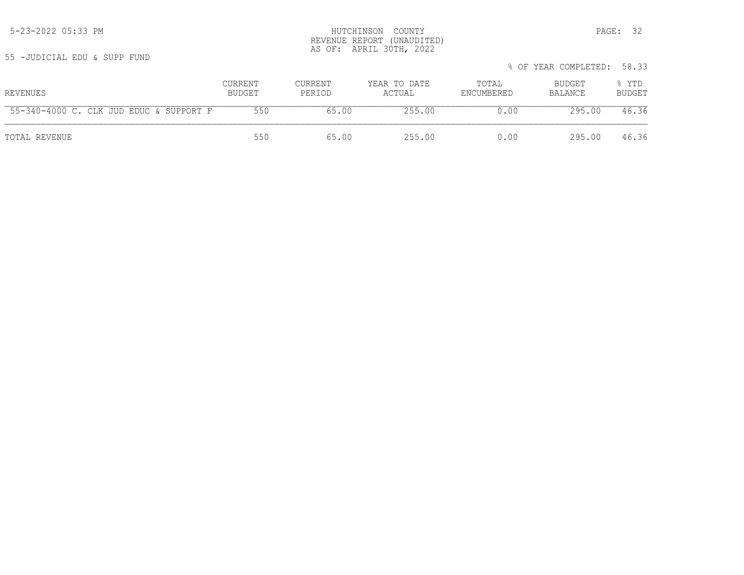HUTCHINSON COUNTY
REVENUE REPORT (UNAUDITED)
AS OF: APRIL 30TH, 2022

55 -JUDICIAL EDU & SUPP FUND

% OF YEAR COMPLETED: 58.33

| REVENUES | CURRENT BUDGET | CURRENT PERIOD | YEAR TO DATE ACTUAL | TOTAL ENCUMBERED | BUDGET BALANCE | % YTD BUDGET |
|---|---|---|---|---|---|---|
| 55-340-4000 C. CLK JUD EDUC & SUPPORT F | 550 | 65.00 | 255.00 | 0.00 | 295.00 | 46.36 |
| TOTAL REVENUE | 550 | 65.00 | 255.00 | 0.00 | 295.00 | 46.36 |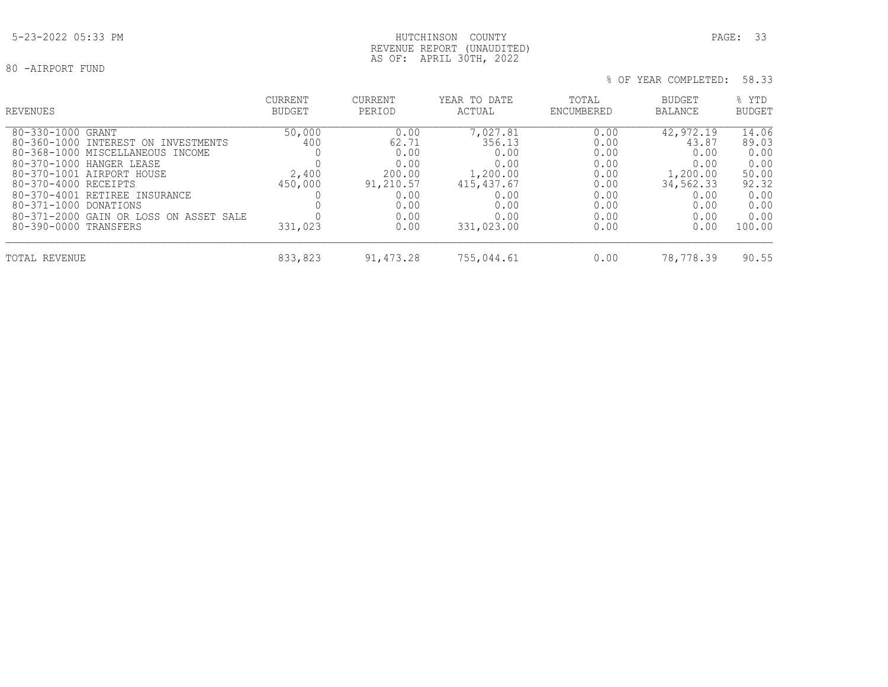5-23-2022 05:33 PM

# HUTCHINSON COUNTY
## REVENUE REPORT (UNAUDITED)
### AS OF: APRIL 30TH, 2022

80 -AIRPORT FUND

% OF YEAR COMPLETED: 58.33

| REVENUES | CURRENT BUDGET | CURRENT PERIOD | YEAR TO DATE ACTUAL | TOTAL ENCUMBERED | BUDGET BALANCE | % YTD BUDGET |
|---|---|---|---|---|---|---|
| 80-330-1000 GRANT | 50,000 | 0.00 | 7,027.81 | 0.00 | 42,972.19 | 14.06 |
| 80-360-1000 INTEREST ON INVESTMENTS | 400 | 62.71 | 356.13 | 0.00 | 43.87 | 89.03 |
| 80-368-1000 MISCELLANEOUS INCOME | 0 | 0.00 | 0.00 | 0.00 | 0.00 | 0.00 |
| 80-370-1000 HANGER LEASE | 0 | 0.00 | 0.00 | 0.00 | 0.00 | 0.00 |
| 80-370-1001 AIRPORT HOUSE | 2,400 | 200.00 | 1,200.00 | 0.00 | 1,200.00 | 50.00 |
| 80-370-4000 RECEIPTS | 450,000 | 91,210.57 | 415,437.67 | 0.00 | 34,562.33 | 92.32 |
| 80-370-4001 RETIREE INSURANCE | 0 | 0.00 | 0.00 | 0.00 | 0.00 | 0.00 |
| 80-371-1000 DONATIONS | 0 | 0.00 | 0.00 | 0.00 | 0.00 | 0.00 |
| 80-371-2000 GAIN OR LOSS ON ASSET SALE | 0 | 0.00 | 0.00 | 0.00 | 0.00 | 0.00 |
| 80-390-0000 TRANSFERS | 331,023 | 0.00 | 331,023.00 | 0.00 | 0.00 | 100.00 |
| TOTAL REVENUE | 833,823 | 91,473.28 | 755,044.61 | 0.00 | 78,778.39 | 90.55 |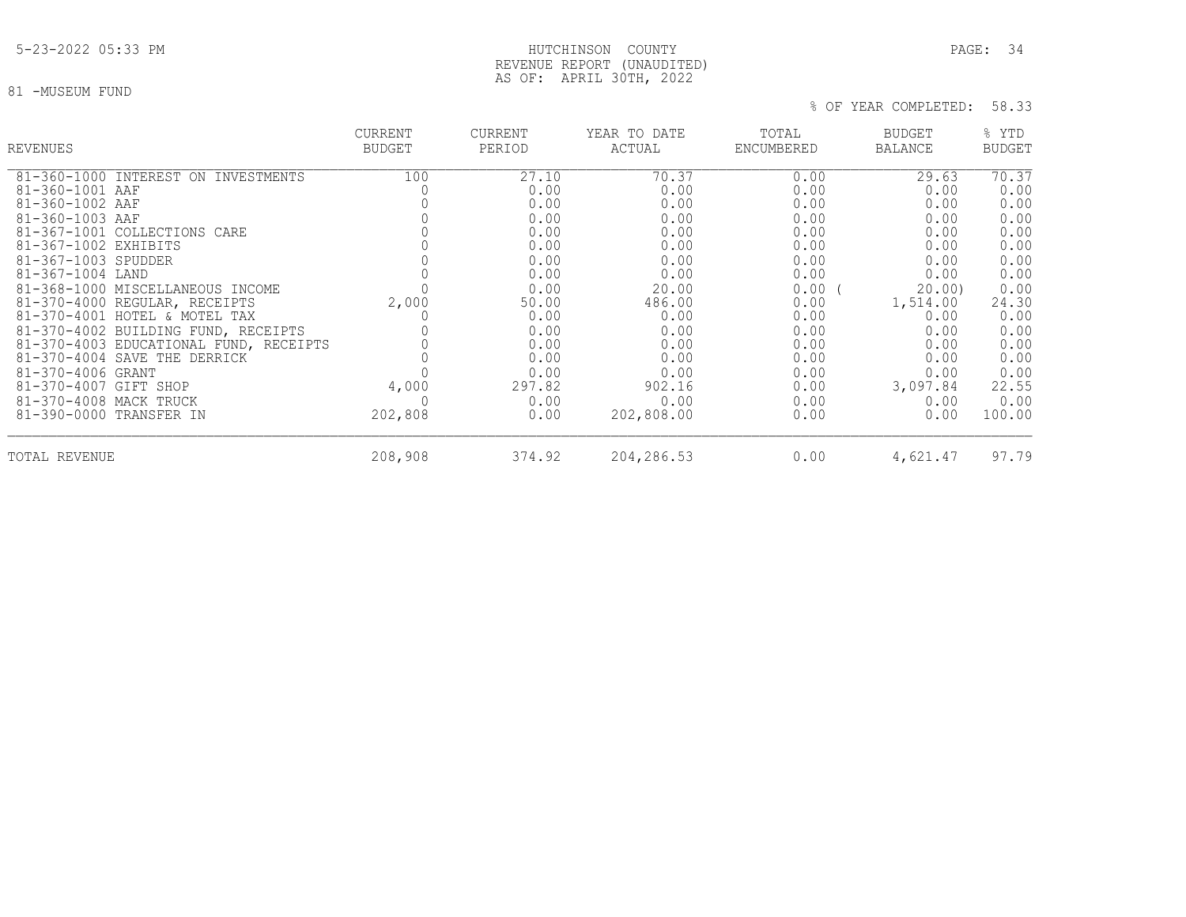HUTCHINSON COUNTY
REVENUE REPORT (UNAUDITED)
AS OF: APRIL 30TH, 2022

81 -MUSEUM FUND

% OF YEAR COMPLETED: 58.33

| REVENUES | CURRENT BUDGET | CURRENT PERIOD | YEAR TO DATE ACTUAL | TOTAL ENCUMBERED | BUDGET BALANCE | % YTD BUDGET |
|---|---|---|---|---|---|---|
| 81-360-1000 INTEREST ON INVESTMENTS | 100 | 27.10 | 70.37 | 0.00 | 29.63 | 70.37 |
| 81-360-1001 AAF | 0 | 0.00 | 0.00 | 0.00 | 0.00 | 0.00 |
| 81-360-1002 AAF | 0 | 0.00 | 0.00 | 0.00 | 0.00 | 0.00 |
| 81-360-1003 AAF | 0 | 0.00 | 0.00 | 0.00 | 0.00 | 0.00 |
| 81-367-1001 COLLECTIONS CARE | 0 | 0.00 | 0.00 | 0.00 | 0.00 | 0.00 |
| 81-367-1002 EXHIBITS | 0 | 0.00 | 0.00 | 0.00 | 0.00 | 0.00 |
| 81-367-1003 SPUDDER | 0 | 0.00 | 0.00 | 0.00 | 0.00 | 0.00 |
| 81-367-1004 LAND | 0 | 0.00 | 0.00 | 0.00 | 0.00 | 0.00 |
| 81-368-1000 MISCELLANEOUS INCOME | 0 | 0.00 | 20.00 | 0.00 | ( 20.00) | 0.00 |
| 81-370-4000 REGULAR, RECEIPTS | 2,000 | 50.00 | 486.00 | 0.00 | 1,514.00 | 24.30 |
| 81-370-4001 HOTEL & MOTEL TAX | 0 | 0.00 | 0.00 | 0.00 | 0.00 | 0.00 |
| 81-370-4002 BUILDING FUND, RECEIPTS | 0 | 0.00 | 0.00 | 0.00 | 0.00 | 0.00 |
| 81-370-4003 EDUCATIONAL FUND, RECEIPTS | 0 | 0.00 | 0.00 | 0.00 | 0.00 | 0.00 |
| 81-370-4004 SAVE THE DERRICK | 0 | 0.00 | 0.00 | 0.00 | 0.00 | 0.00 |
| 81-370-4006 GRANT | 0 | 0.00 | 0.00 | 0.00 | 0.00 | 0.00 |
| 81-370-4007 GIFT SHOP | 4,000 | 297.82 | 902.16 | 0.00 | 3,097.84 | 22.55 |
| 81-370-4008 MACK TRUCK | 0 | 0.00 | 0.00 | 0.00 | 0.00 | 0.00 |
| 81-390-0000 TRANSFER IN | 202,808 | 0.00 | 202,808.00 | 0.00 | 0.00 | 100.00 |
| TOTAL REVENUE | 208,908 | 374.92 | 204,286.53 | 0.00 | 4,621.47 | 97.79 |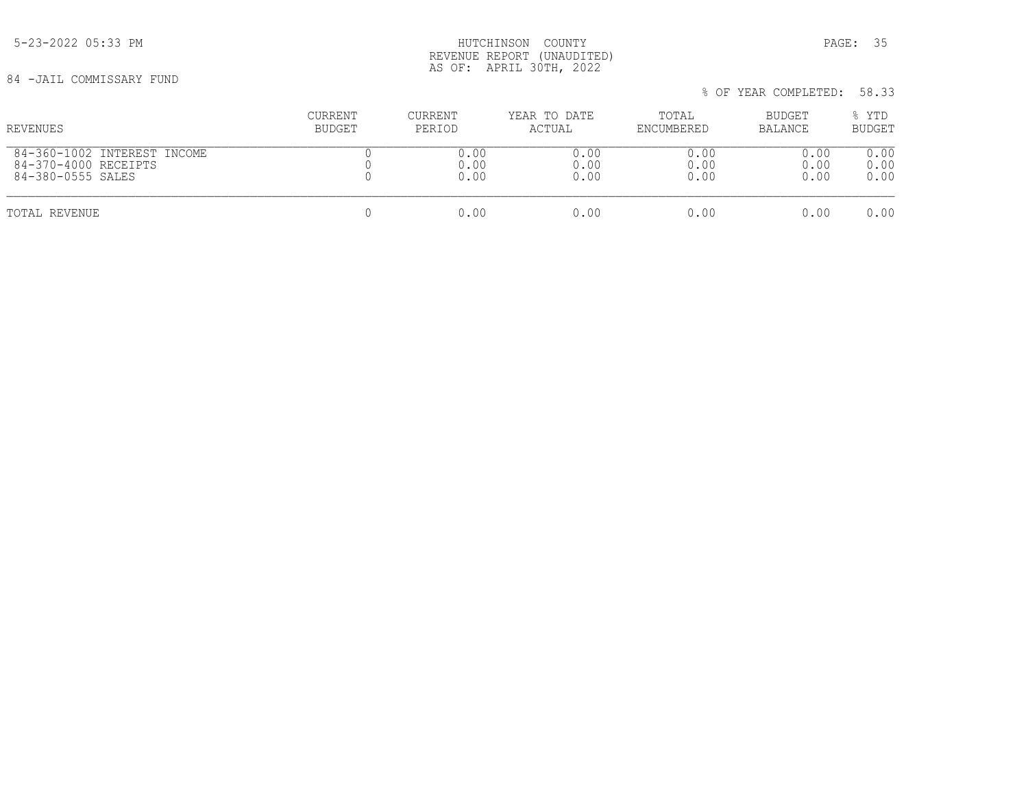HUTCHINSON COUNTY
REVENUE REPORT (UNAUDITED)
AS OF: APRIL 30TH, 2022

84 -JAIL COMMISSARY FUND

% OF YEAR COMPLETED: 58.33

| REVENUES | CURRENT BUDGET | CURRENT PERIOD | YEAR TO DATE ACTUAL | TOTAL ENCUMBERED | BUDGET BALANCE | % YTD BUDGET |
|---|---|---|---|---|---|---|
| 84-360-1002 INTEREST INCOME | 0 | 0.00 | 0.00 | 0.00 | 0.00 | 0.00 |
| 84-370-4000 RECEIPTS | 0 | 0.00 | 0.00 | 0.00 | 0.00 | 0.00 |
| 84-380-0555 SALES | 0 | 0.00 | 0.00 | 0.00 | 0.00 | 0.00 |
| TOTAL REVENUE | 0 | 0.00 | 0.00 | 0.00 | 0.00 | 0.00 |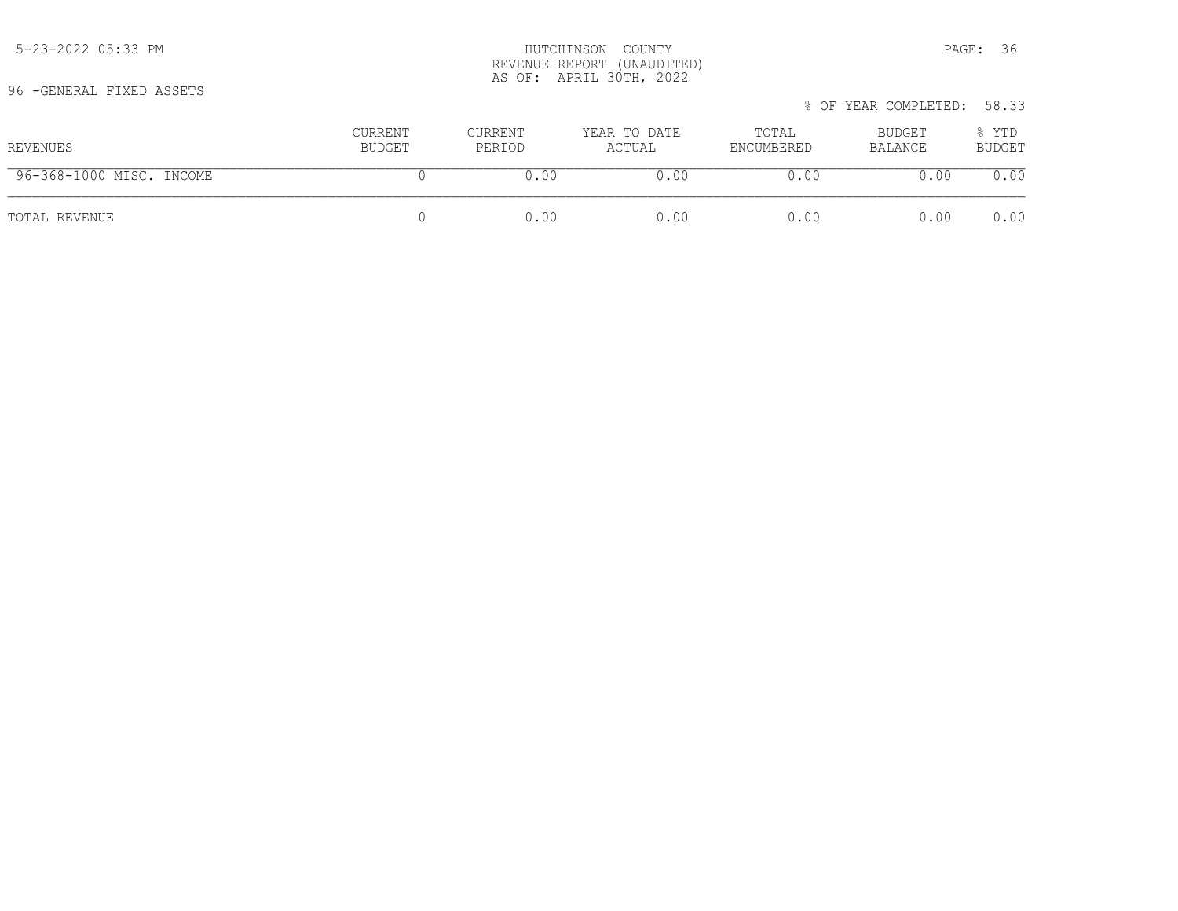HUTCHINSON COUNTY
REVENUE REPORT (UNAUDITED)
AS OF: APRIL 30TH, 2022

96 -GENERAL FIXED ASSETS

% OF YEAR COMPLETED: 58.33

| REVENUES | CURRENT BUDGET | CURRENT PERIOD | YEAR TO DATE ACTUAL | TOTAL ENCUMBERED | BUDGET BALANCE | % YTD BUDGET |
|---|---|---|---|---|---|---|
| 96-368-1000 MISC. INCOME | 0 | 0.00 | 0.00 | 0.00 | 0.00 | 0.00 |
| TOTAL REVENUE | 0 | 0.00 | 0.00 | 0.00 | 0.00 | 0.00 |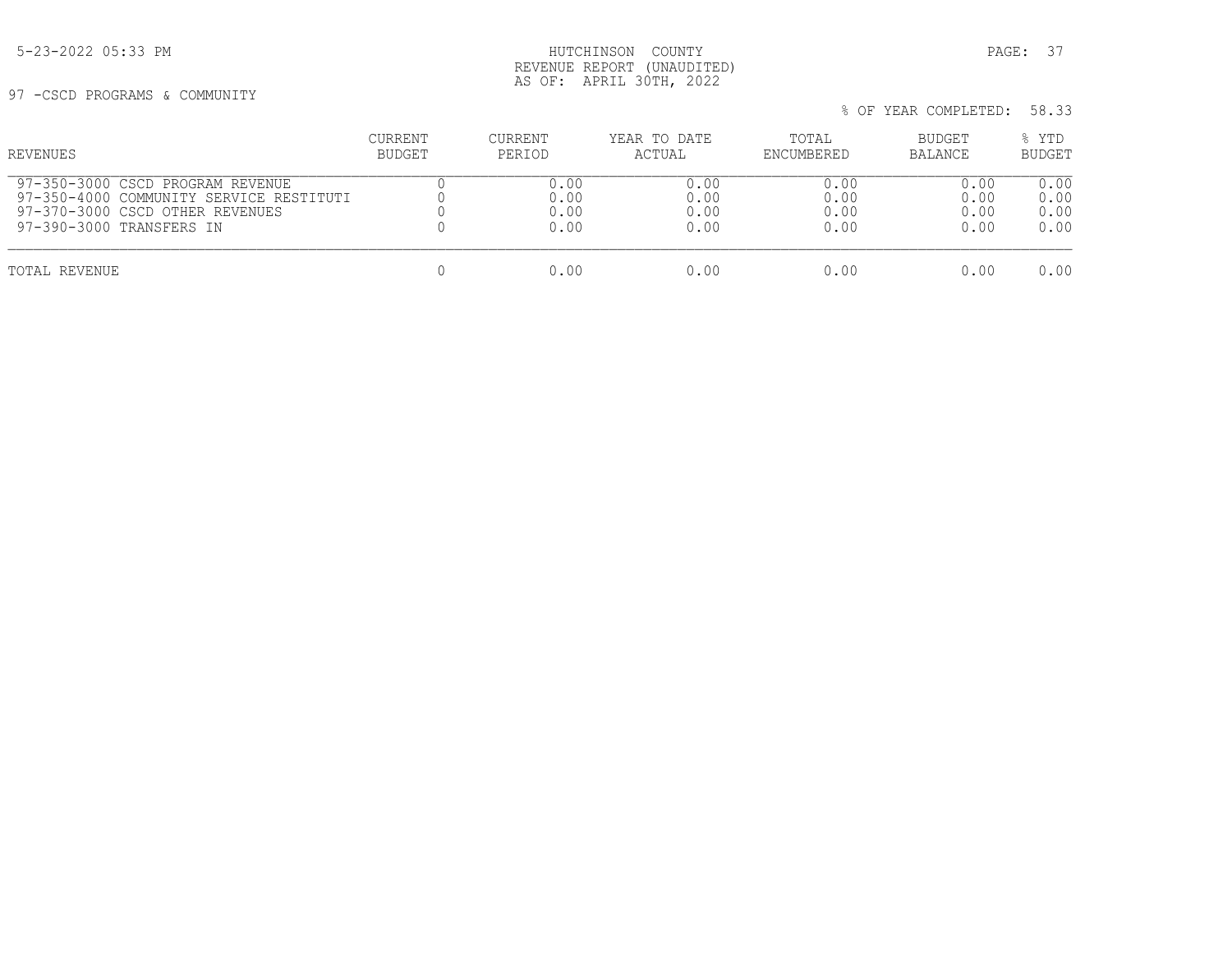HUTCHINSON COUNTY
REVENUE REPORT (UNAUDITED)
AS OF: APRIL 30TH, 2022

97 -CSCD PROGRAMS & COMMUNITY

% OF YEAR COMPLETED: 58.33

| REVENUES | CURRENT BUDGET | CURRENT PERIOD | YEAR TO DATE ACTUAL | TOTAL ENCUMBERED | BUDGET BALANCE | % YTD BUDGET |
|---|---|---|---|---|---|---|
| 97-350-3000 CSCD PROGRAM REVENUE | 0 | 0.00 | 0.00 | 0.00 | 0.00 | 0.00 |
| 97-350-4000 COMMUNITY SERVICE RESTITUTI | 0 | 0.00 | 0.00 | 0.00 | 0.00 | 0.00 |
| 97-370-3000 CSCD OTHER REVENUES | 0 | 0.00 | 0.00 | 0.00 | 0.00 | 0.00 |
| 97-390-3000 TRANSFERS IN | 0 | 0.00 | 0.00 | 0.00 | 0.00 | 0.00 |
| TOTAL REVENUE | 0 | 0.00 | 0.00 | 0.00 | 0.00 | 0.00 |